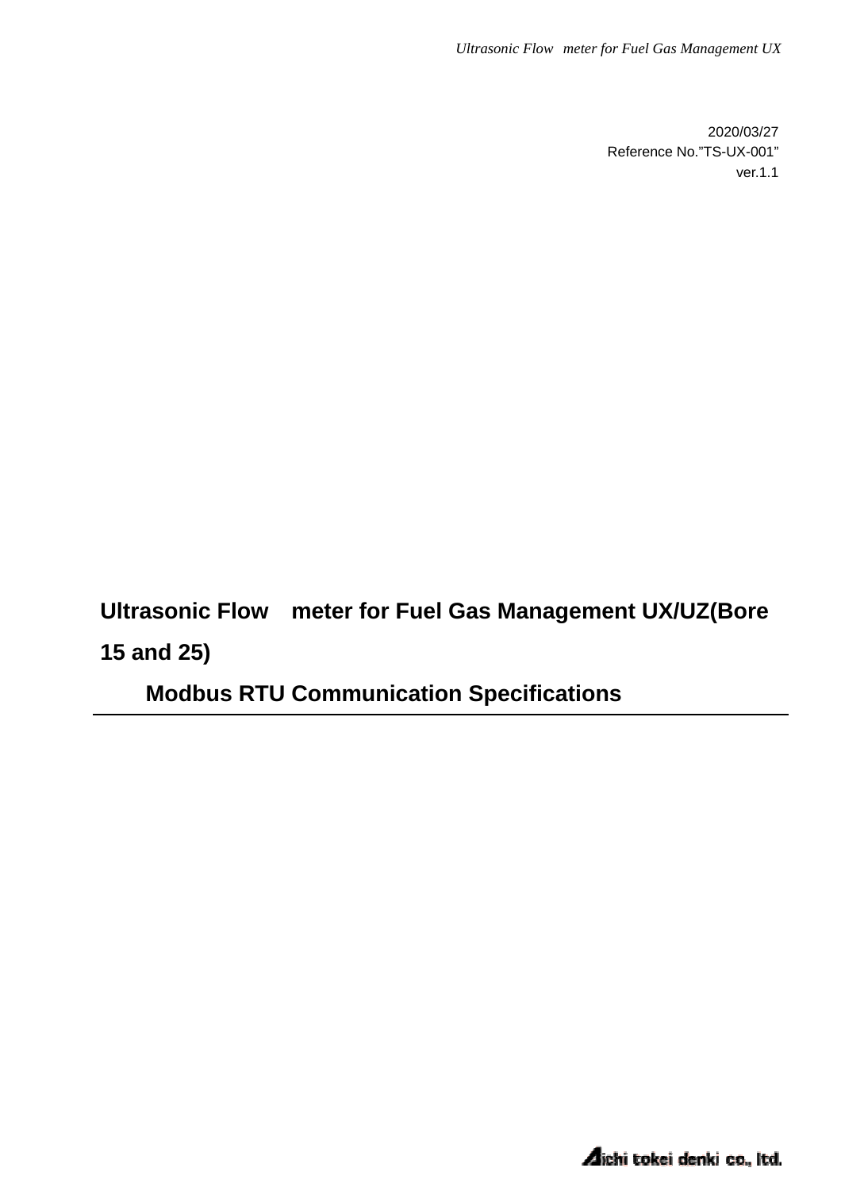2020/03/27

Reference No.”TS-UX-001”

ver.1.1

# Ultrasonic Flow meter for Fuel Gas Management UX/UZ(Bore 15 and 25) Modbus RTU Communication Specifications

Aichi tokei denki co., ltd.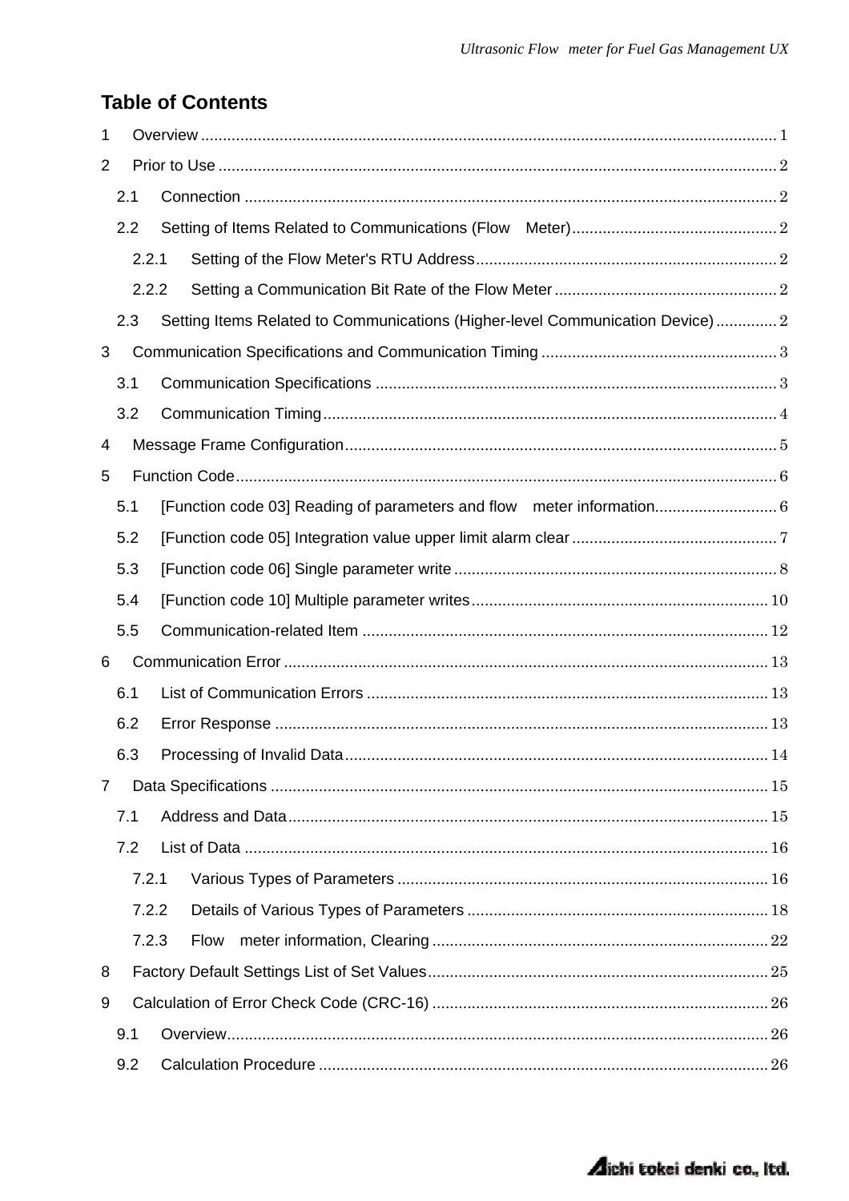# Table of Contents

1 Overview ........................................................................................................................ 1

2 Prior to Use ..................................................................................................................... 2

2.1 Connection ................................................................................................................ 2

2.2 Setting of Items Related to Communications (Flow　Meter) .................................................. 2

2.2.1 Setting of the Flow Meter's RTU Address ..................................................................... 2

2.2.2 Setting a Communication Bit Rate of the Flow Meter ..................................................... 2

2.3 Setting Items Related to Communications (Higher-level Communication Device) .............. 2

3 Communication Specifications and Communication Timing ..................................................... 3

3.1 Communication Specifications ....................................................................................... 3

3.2 Communication Timing ................................................................................................. 4

4 Message Frame Configuration ............................................................................................ 5

5 Function Code ................................................................................................................. 6

5.1 [Function code 03] Reading of parameters and flow　meter information ............................ 6

5.2 [Function code 05] Integration value upper limit alarm clear ............................................... 7

5.3 [Function code 06] Single parameter write ...................................................................... 8

5.4 [Function code 10] Multiple parameter writes ................................................................. 10

5.5 Communication-related Item ........................................................................................ 12

6 Communication Error ....................................................................................................... 13

6.1 List of Communication Errors ....................................................................................... 13

6.2 Error Response ........................................................................................................... 13

6.3 Processing of Invalid Data ............................................................................................ 14

7 Data Specifications .......................................................................................................... 15

7.1 Address and Data ........................................................................................................ 15

7.2 List of Data ................................................................................................................. 16

7.2.1 Various Types of Parameters ...................................................................................... 16

7.2.2 Details of Various Types of Parameters ....................................................................... 18

7.2.3 Flow　meter information, Clearing ............................................................................. 22

8 Factory Default Settings List of Set Values .......................................................................... 25

9 Calculation of Error Check Code (CRC-16) .......................................................................... 26

9.1 Overview .................................................................................................................... 26

9.2 Calculation Procedure .................................................................................................. 26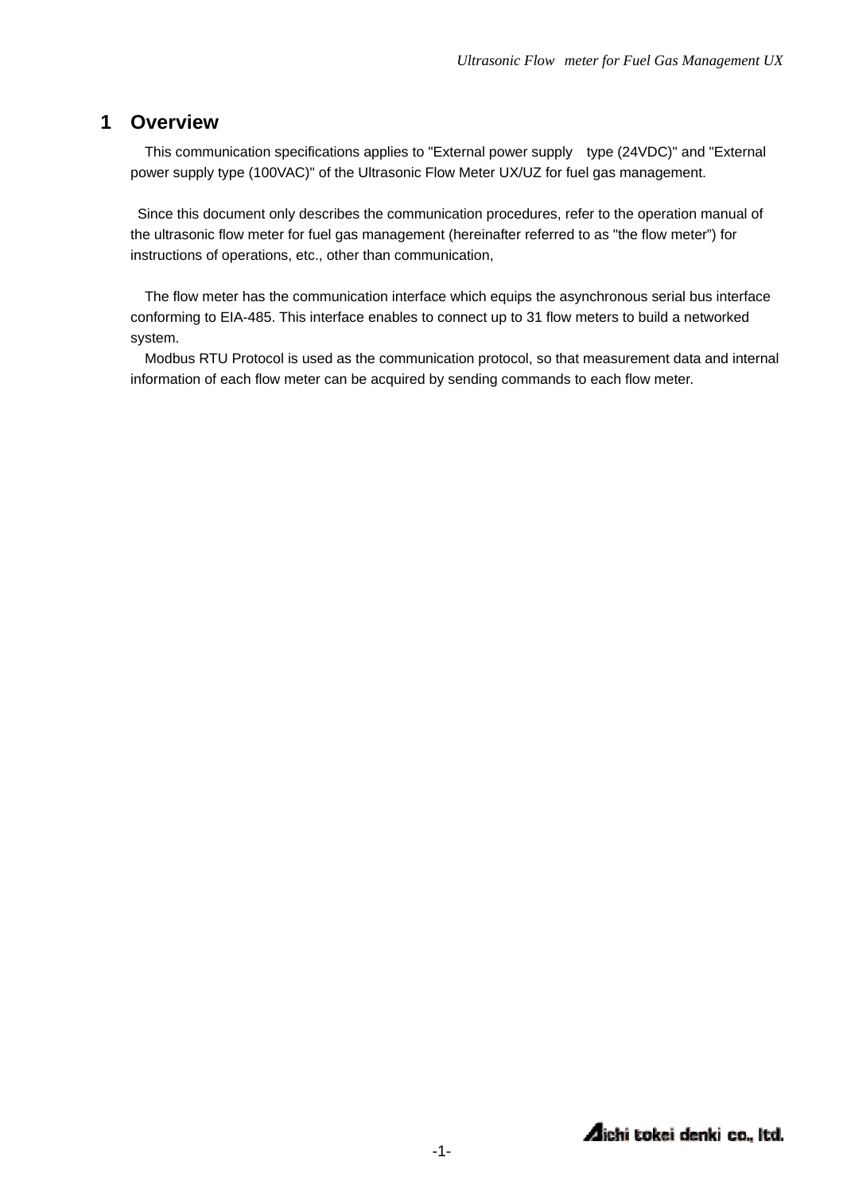# 1 Overview

This communication specifications applies to "External power supply type (24VDC)" and "External power supply type (100VAC)" of the Ultrasonic Flow Meter UX/UZ for fuel gas management.

Since this document only describes the communication procedures, refer to the operation manual of the ultrasonic flow meter for fuel gas management (hereinafter referred to as "the flow meter") for instructions of operations, etc., other than communication,

The flow meter has the communication interface which equips the asynchronous serial bus interface conforming to EIA-485. This interface enables to connect up to 31 flow meters to build a networked system.

Modbus RTU Protocol is used as the communication protocol, so that measurement data and internal information of each flow meter can be acquired by sending commands to each flow meter.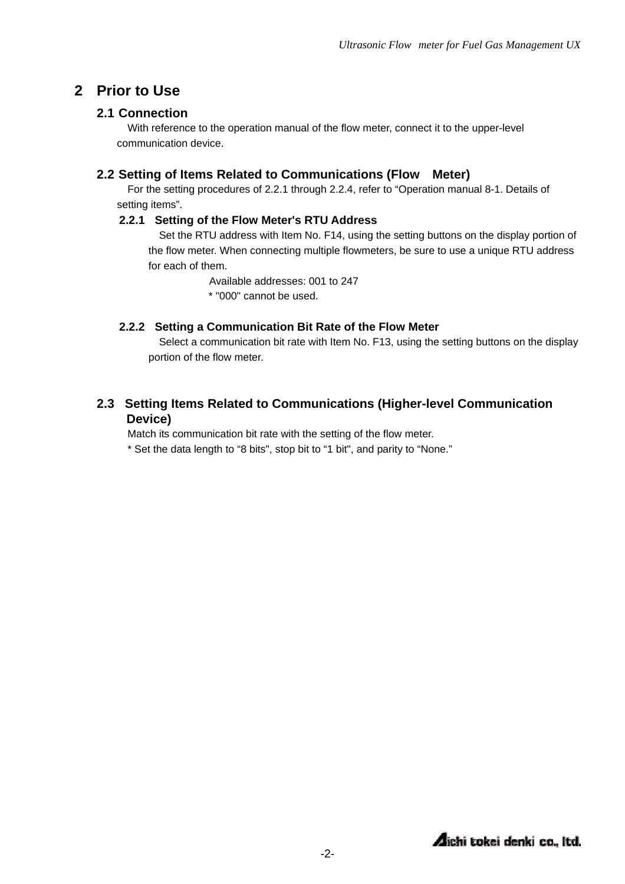# 2 Prior to Use

## 2.1 Connection

With reference to the operation manual of the flow meter, connect it to the upper-level communication device.

## 2.2 Setting of Items Related to Communications (Flow Meter)

For the setting procedures of 2.2.1 through 2.2.4, refer to "Operation manual 8-1. Details of setting items".

### 2.2.1 Setting of the Flow Meter's RTU Address

Set the RTU address with Item No. F14, using the setting buttons on the display portion of the flow meter. When connecting multiple flowmeters, be sure to use a unique RTU address for each of them.

Available addresses: 001 to 247

* "000" cannot be used.

### 2.2.2 Setting a Communication Bit Rate of the Flow Meter

Select a communication bit rate with Item No. F13, using the setting buttons on the display portion of the flow meter.

## 2.3 Setting Items Related to Communications (Higher-level Communication Device)

Match its communication bit rate with the setting of the flow meter.

* Set the data length to "8 bits", stop bit to "1 bit", and parity to "None."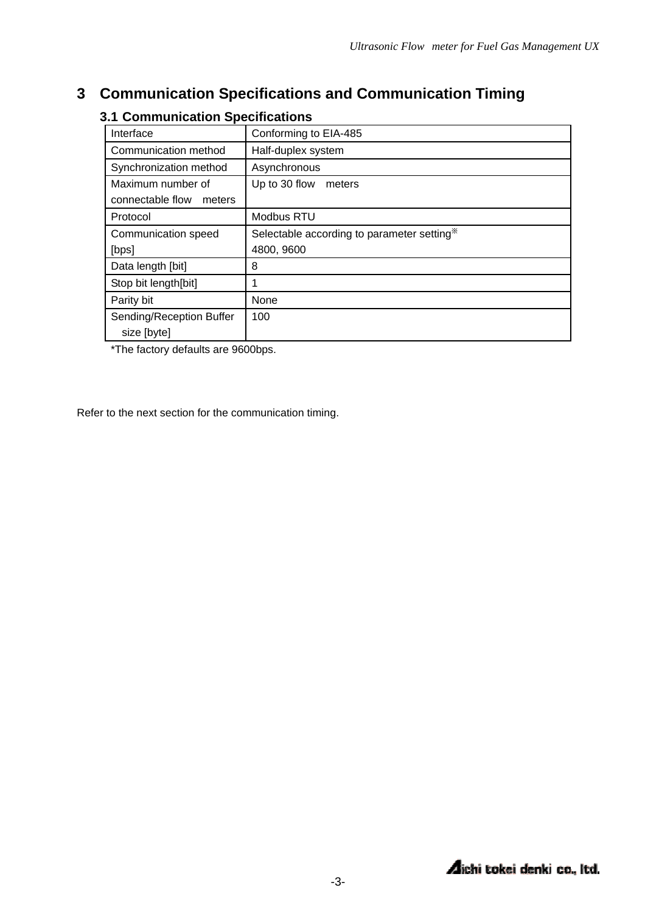# 3 Communication Specifications and Communication Timing

## 3.1 Communication Specifications

| Interface | Conforming to EIA-485 |
|---|---|
| Communication method | Half-duplex system |
| Synchronization method | Asynchronous |
| Maximum number of connectable flow meters | Up to 30 flow meters |
| Protocol | Modbus RTU |
| Communication speed [bps] | Selectable according to parameter setting※ 4800, 9600 |
| Data length [bit] | 8 |
| Stop bit length[bit] | 1 |
| Parity bit | None |
| Sending/Reception Buffer size [byte] | 100 |

*The factory defaults are 9600bps.

Refer to the next section for the communication timing.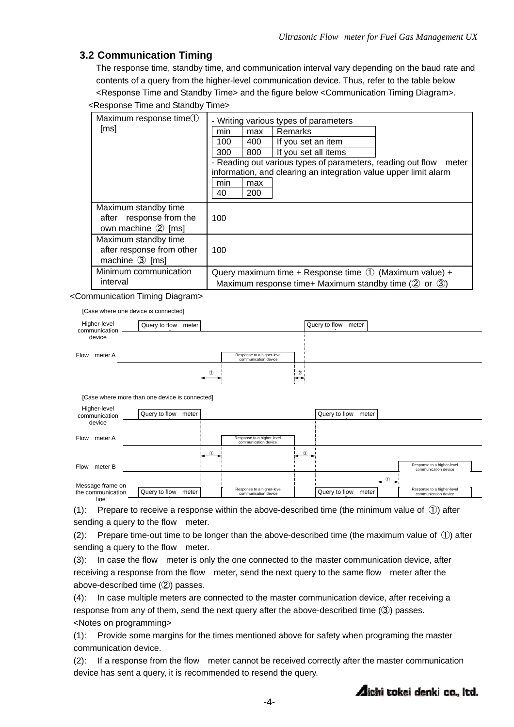## 3.2 Communication Timing

The response time, standby time, and communication interval vary depending on the baud rate and contents of a query from the higher-level communication device. Thus, refer to the table below <Response Time and Standby Time> and the figure below <Communication Timing Diagram>.

<Response Time and Standby Time>

| | |
|---|---|
| Maximum response time① [ms] | - Writing various types of parameters<br><br>min \| max \| Remarks<br>100 \| 400 \| If you set an item<br>300 \| 800 \| If you set all items<br><br>- Reading out various types of parameters, reading out flow meter information, and clearing an integration value upper limit alarm<br><br>min \| max<br>40 \| 200 |
| Maximum standby time after response from the own machine ② [ms] | 100 |
| Maximum standby time after response from other machine ③ [ms] | 100 |
| Minimum communication interval | Query maximum time + Response time ① (Maximum value) + Maximum response time+ Maximum standby time (② or ③) |

<Communication Timing Diagram>

[Case where one device is connected]

Higher-level communication device: Query to flow meter A — Query to flow meter A

Flow meter A: Response to a higher-level communication device

① ②

[Case where more than one device is connected]

Higher-level communication device: Query to flow meter A — Query to flow meter B

Flow meter A: Response to a higher-level communication device

① ③

Flow meter B: Response to a higher-level communication device

①

Message frame on the communication line: Query to flow meter A — Response to a higher-level communication device — Query to flow meter B — Response to a higher-level communication device

(1): Prepare to receive a response within the above-described time (the minimum value of ①) after sending a query to the flow meter.

(2): Prepare time-out time to be longer than the above-described time (the maximum value of ①) after sending a query to the flow meter.

(3): In case the flow meter is only the one connected to the master communication device, after receiving a response from the flow meter, send the next query to the same flow meter after the above-described time (②) passes.

(4): In case multiple meters are connected to the master communication device, after receiving a response from any of them, send the next query after the above-described time (③) passes.

<Notes on programming>

(1): Provide some margins for the times mentioned above for safety when programing the master communication device.

(2): If a response from the flow meter cannot be received correctly after the master communication device has sent a query, it is recommended to resend the query.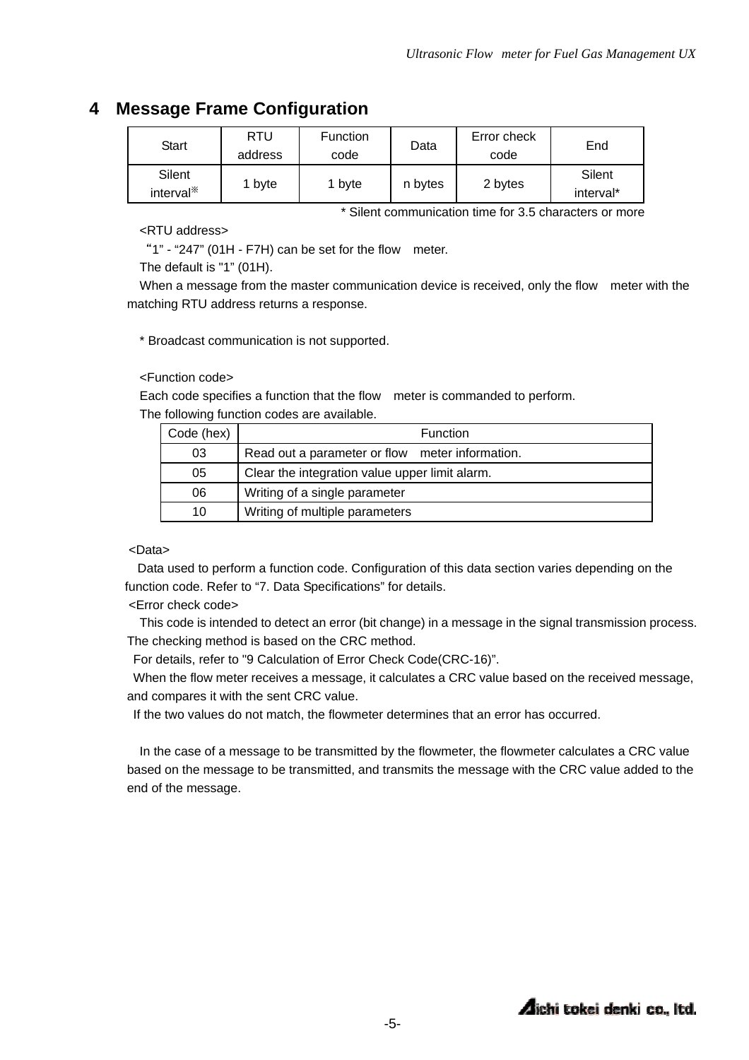# 4 Message Frame Configuration

| Start | RTU address | Function code | Data | Error check code | End |
|---|---|---|---|---|---|
| Silent interval※ | 1 byte | 1 byte | n bytes | 2 bytes | Silent interval* |

\* Silent communication time for 3.5 characters or more

<RTU address>

"1" - "247" (01H - F7H) can be set for the flow meter.

The default is "1" (01H).

When a message from the master communication device is received, only the flow meter with the matching RTU address returns a response.

\* Broadcast communication is not supported.

<Function code>

Each code specifies a function that the flow meter is commanded to perform.

The following function codes are available.

| Code (hex) | Function |
|---|---|
| 03 | Read out a parameter or flow meter information. |
| 05 | Clear the integration value upper limit alarm. |
| 06 | Writing of a single parameter |
| 10 | Writing of multiple parameters |

<Data>

Data used to perform a function code. Configuration of this data section varies depending on the function code. Refer to "7. Data Specifications" for details.

<Error check code>

This code is intended to detect an error (bit change) in a message in the signal transmission process. The checking method is based on the CRC method.

For details, refer to "9 Calculation of Error Check Code(CRC-16)".

When the flow meter receives a message, it calculates a CRC value based on the received message, and compares it with the sent CRC value.

If the two values do not match, the flowmeter determines that an error has occurred.

In the case of a message to be transmitted by the flowmeter, the flowmeter calculates a CRC value based on the message to be transmitted, and transmits the message with the CRC value added to the end of the message.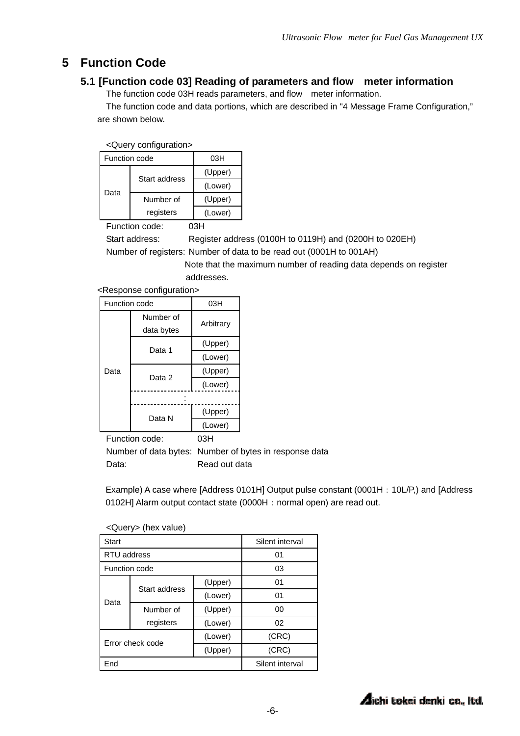# 5 Function Code

## 5.1 [Function code 03] Reading of parameters and flow meter information

The function code 03H reads parameters, and flow meter information.

The function code and data portions, which are described in "4 Message Frame Configuration," are shown below.

<Query configuration>

| Function code | | 03H |
|---|---|---|
| Data | Start address | (Upper) |
| | | (Lower) |
| | Number of registers | (Upper) |
| | | (Lower) |

Function code: 03H
Start address: Register address (0100H to 0119H) and (0200H to 020EH)
Number of registers: Number of data to be read out (0001H to 001AH)
Note that the maximum number of reading data depends on register addresses.

<Response configuration>

| Function code | | 03H |
|---|---|---|
| Data | Number of data bytes | Arbitrary |
| | Data 1 | (Upper) |
| | | (Lower) |
| | Data 2 | (Upper) |
| | | (Lower) |
| | : | |
| | Data N | (Upper) |
| | | (Lower) |

Function code: 03H
Number of data bytes: Number of bytes in response data
Data: Read out data

Example) A case where [Address 0101H] Output pulse constant (0001H：10L/P,) and [Address 0102H] Alarm output contact state (0000H：normal open) are read out.

<Query> (hex value)

| Start | | | Silent interval |
|---|---|---|---|
| RTU address | | | 01 |
| Function code | | | 03 |
| Data | Start address | (Upper) | 01 |
| | | (Lower) | 01 |
| | Number of registers | (Upper) | 00 |
| | | (Lower) | 02 |
| Error check code | | (Lower) | (CRC) |
| | | (Upper) | (CRC) |
| End | | | Silent interval |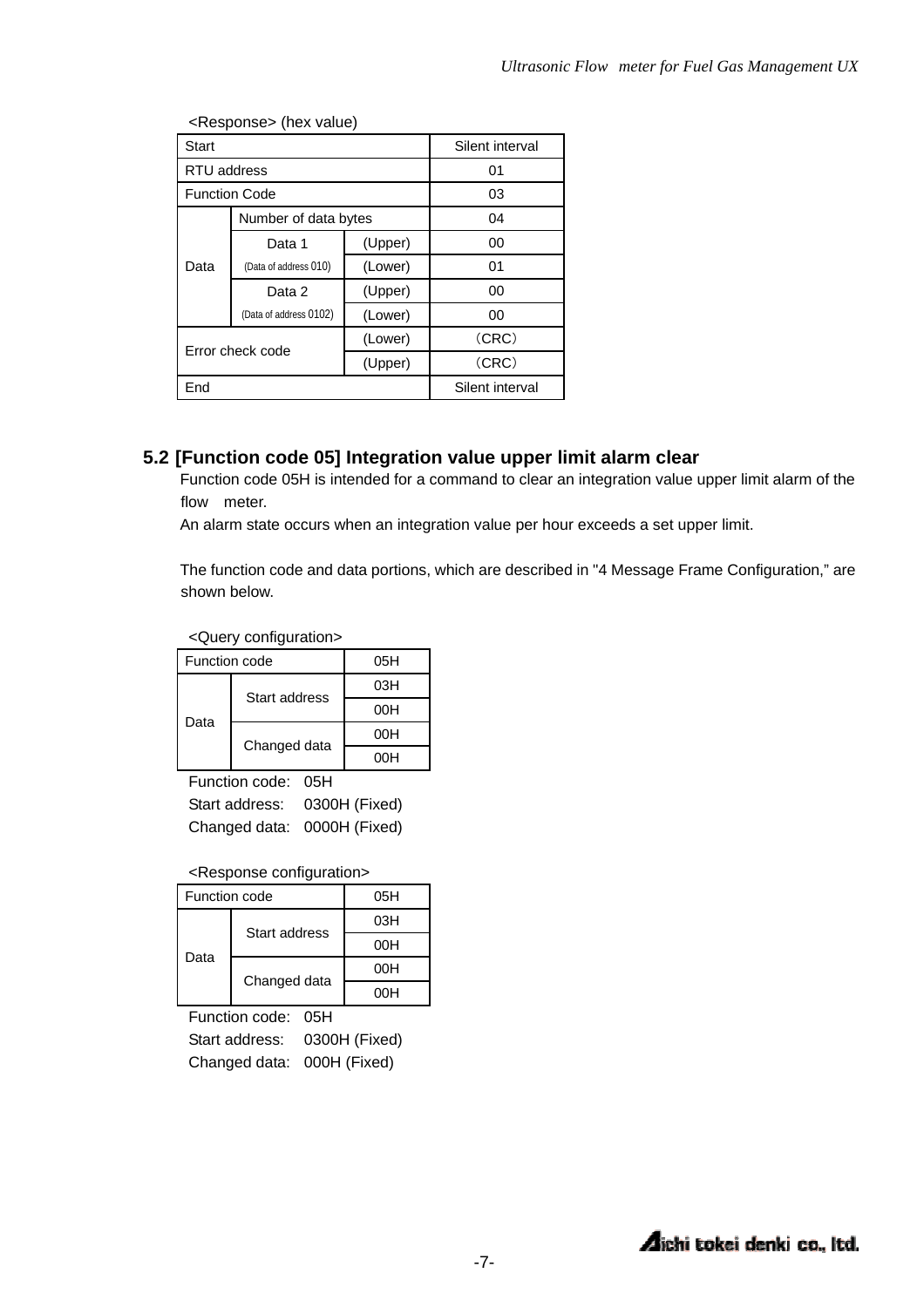<Response> (hex value)

| Start | | | Silent interval |
|---|---|---|---|
| RTU address | | | 01 |
| Function Code | | | 03 |
| Data | Number of data bytes | | 04 |
| | Data 1 (Data of address 010) | (Upper) | 00 |
| | | (Lower) | 01 |
| | Data 2 (Data of address 0102) | (Upper) | 00 |
| | | (Lower) | 00 |
| Error check code | | (Lower) | （CRC） |
| | | (Upper) | （CRC） |
| End | | | Silent interval |

## 5.2 [Function code 05] Integration value upper limit alarm clear

Function code 05H is intended for a command to clear an integration value upper limit alarm of the flow meter.

An alarm state occurs when an integration value per hour exceeds a set upper limit.

The function code and data portions, which are described in "4 Message Frame Configuration," are shown below.

<Query configuration>

| Function code | | 05H |
|---|---|---|
| Data | Start address | 03H |
| | | 00H |
| | Changed data | 00H |
| | | 00H |

Function code: 05H
Start address: 0300H (Fixed)
Changed data: 0000H (Fixed)

<Response configuration>

| Function code | | 05H |
|---|---|---|
| Data | Start address | 03H |
| | | 00H |
| | Changed data | 00H |
| | | 00H |

Function code: 05H
Start address: 0300H (Fixed)
Changed data: 000H (Fixed)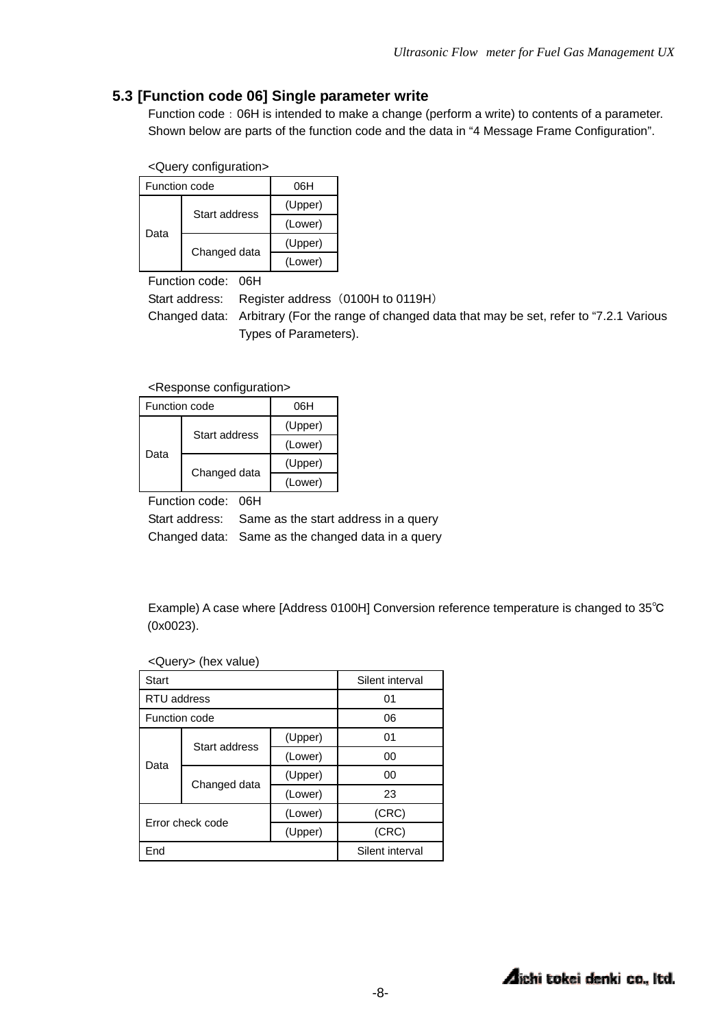## 5.3 [Function code 06] Single parameter write

Function code：06H is intended to make a change (perform a write) to contents of a parameter.
Shown below are parts of the function code and the data in “4 Message Frame Configuration”.

<Query configuration>

| Function code | | 06H |
|---|---|---|
| Data | Start address | (Upper) |
| | | (Lower) |
| | Changed data | (Upper) |
| | | (Lower) |

Function code: 06H
Start address: Register address（0100H to 0119H）
Changed data: Arbitrary (For the range of changed data that may be set, refer to “7.2.1 Various Types of Parameters).

<Response configuration>

| Function code | | 06H |
|---|---|---|
| Data | Start address | (Upper) |
| | | (Lower) |
| | Changed data | (Upper) |
| | | (Lower) |

Function code: 06H
Start address: Same as the start address in a query
Changed data: Same as the changed data in a query

Example) A case where [Address 0100H] Conversion reference temperature is changed to 35℃ (0x0023).

<Query> (hex value)

| Start | | | Silent interval |
|---|---|---|---|
| RTU address | | | 01 |
| Function code | | | 06 |
| Data | Start address | (Upper) | 01 |
| | | (Lower) | 00 |
| | Changed data | (Upper) | 00 |
| | | (Lower) | 23 |
| Error check code | | (Lower) | (CRC) |
| | | (Upper) | (CRC) |
| End | | | Silent interval |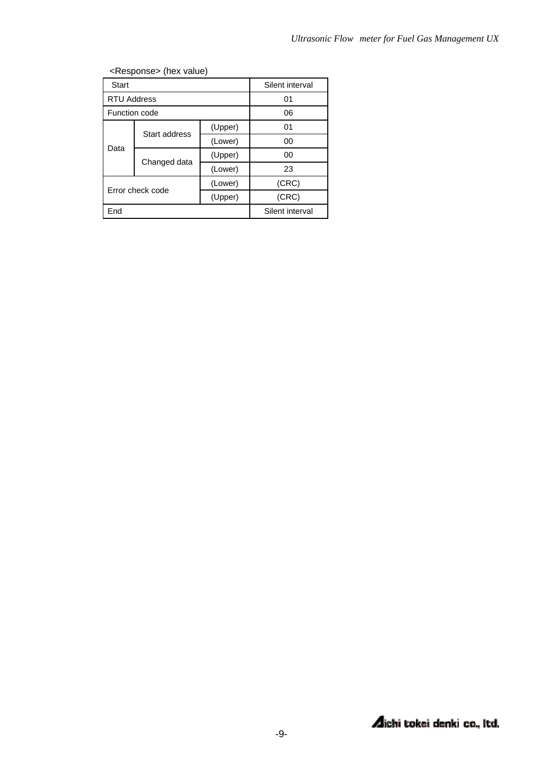<Response> (hex value)

| Start | | | Silent interval |
|---|---|---|---|
| RTU Address | | | 01 |
| Function code | | | 06 |
| Data | Start address | (Upper) | 01 |
| | | (Lower) | 00 |
| | Changed data | (Upper) | 00 |
| | | (Lower) | 23 |
| Error check code | | (Lower) | (CRC) |
| | | (Upper) | (CRC) |
| End | | | Silent interval |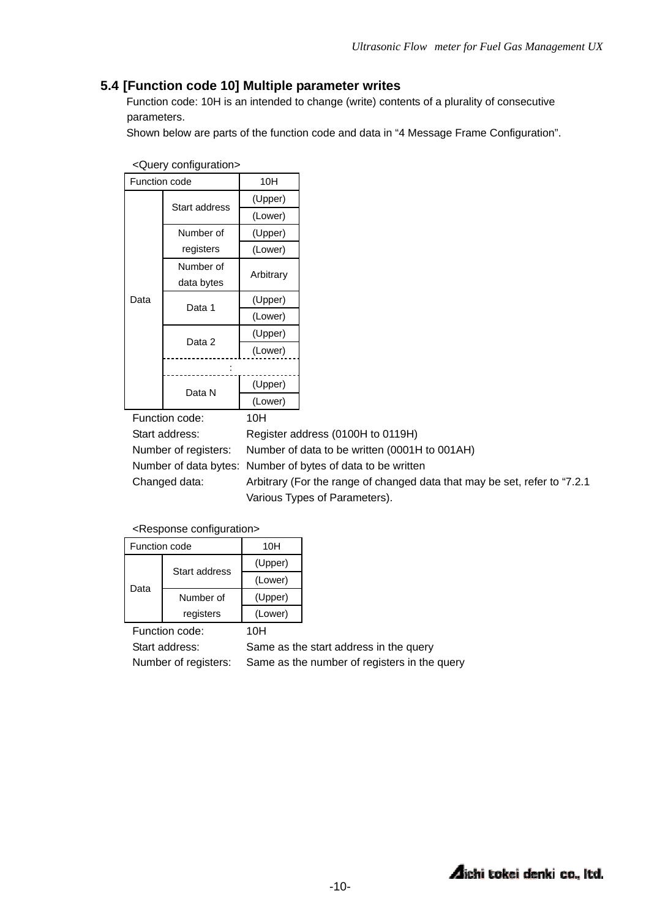## 5.4 [Function code 10] Multiple parameter writes

Function code: 10H is an intended to change (write) contents of a plurality of consecutive parameters.

Shown below are parts of the function code and data in “4 Message Frame Configuration”.

<Query configuration>

| Function code | | 10H |
|---|---|---|
| Data | Start address | (Upper) |
| | | (Lower) |
| | Number of registers | (Upper) |
| | | (Lower) |
| | Number of data bytes | Arbitrary |
| | Data 1 | (Upper) |
| | | (Lower) |
| | Data 2 | (Upper) |
| | | (Lower) |
| | : | |
| | Data N | (Upper) |
| | | (Lower) |

Function code: 10H

Start address: Register address (0100H to 0119H)

Number of registers: Number of data to be written (0001H to 001AH)

Number of data bytes: Number of bytes of data to be written

Changed data: Arbitrary (For the range of changed data that may be set, refer to “7.2.1 Various Types of Parameters).

<Response configuration>

| Function code | | 10H |
|---|---|---|
| Data | Start address | (Upper) |
| | | (Lower) |
| | Number of registers | (Upper) |
| | | (Lower) |

Function code: 10H

Start address: Same as the start address in the query

Number of registers: Same as the number of registers in the query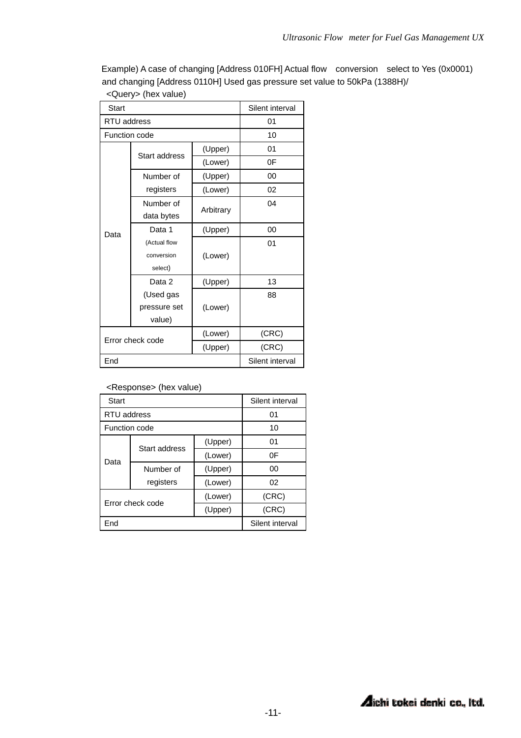Example) A case of changing [Address 010FH] Actual flow　conversion　select to Yes (0x0001) and changing [Address 0110H] Used gas pressure set value to 50kPa (1388H)/

<Query> (hex value)

| Start | | | Silent interval |
|---|---|---|---|
| RTU address | | | 01 |
| Function code | | | 10 |
| Data | Start address | (Upper) | 01 |
| | | (Lower) | 0F |
| | Number of registers | (Upper) | 00 |
| | | (Lower) | 02 |
| | Number of data bytes | Arbitrary | 04 |
| | Data 1 (Actual flow conversion select) | (Upper) | 00 |
| | | (Lower) | 01 |
| | Data 2 (Used gas pressure set value) | (Upper) | 13 |
| | | (Lower) | 88 |
| Error check code | | (Lower) | (CRC) |
| | | (Upper) | (CRC) |
| End | | | Silent interval |

<Response> (hex value)

| Start | | | Silent interval |
|---|---|---|---|
| RTU address | | | 01 |
| Function code | | | 10 |
| Data | Start address | (Upper) | 01 |
| | | (Lower) | 0F |
| | Number of registers | (Upper) | 00 |
| | | (Lower) | 02 |
| Error check code | | (Lower) | (CRC) |
| | | (Upper) | (CRC) |
| End | | | Silent interval |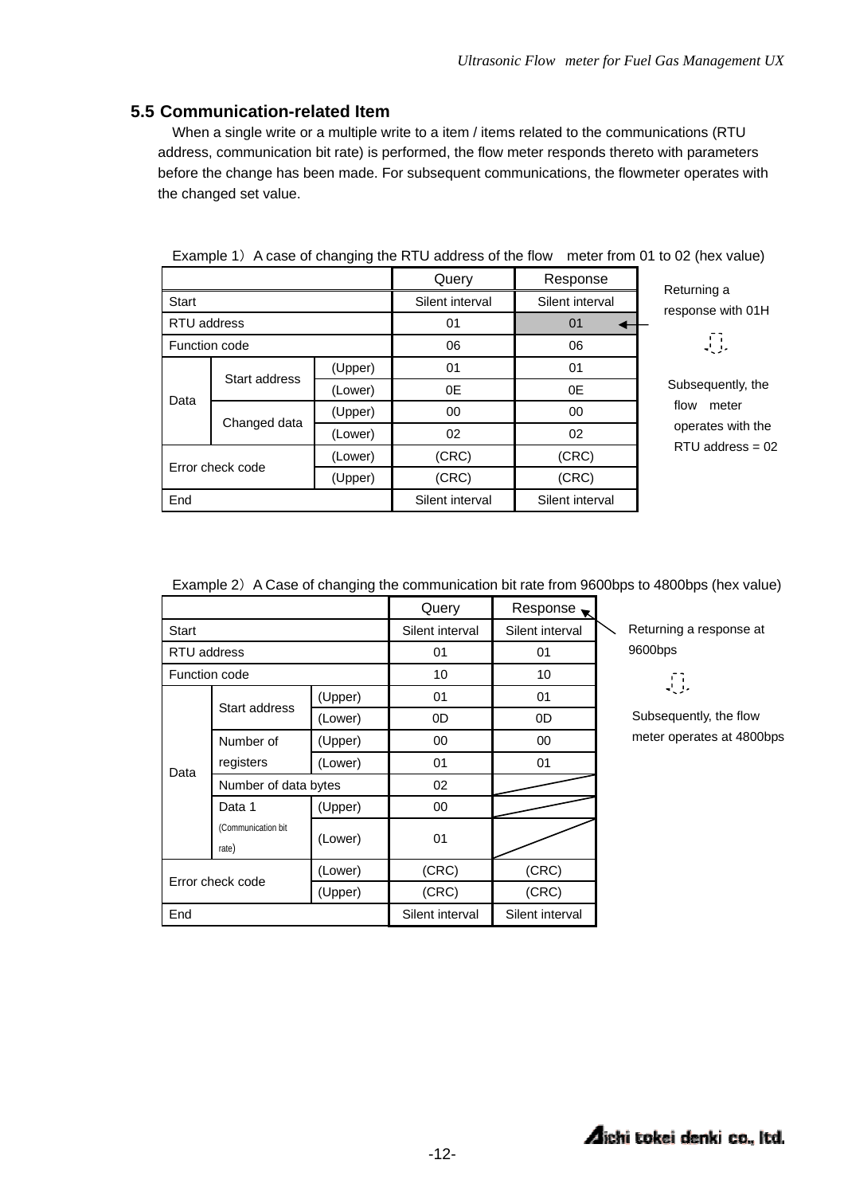## 5.5 Communication-related Item

When a single write or a multiple write to a item / items related to the communications (RTU address, communication bit rate) is performed, the flow meter responds thereto with parameters before the change has been made. For subsequent communications, the flowmeter operates with the changed set value.

Example 1) A case of changing the RTU address of the flow meter from 01 to 02 (hex value)

| | | | Query | Response |
|---|---|---|---|---|
| Start | | | Silent interval | Silent interval |
| RTU address | | | 01 | 01 |
| Function code | | | 06 | 06 |
| Data | Start address | (Upper) | 01 | 01 |
| | | (Lower) | 0E | 0E |
| | Changed data | (Upper) | 00 | 00 |
| | | (Lower) | 02 | 02 |
| Error check code | | (Lower) | (CRC) | (CRC) |
| | | (Upper) | (CRC) | (CRC) |
| End | | | Silent interval | Silent interval |

Returning a response with 01H

⇩

Subsequently, the flow meter operates with the RTU address = 02

Example 2) A Case of changing the communication bit rate from 9600bps to 4800bps (hex value)

| | | | Query | Response |
|---|---|---|---|---|
| Start | | | Silent interval | Silent interval |
| RTU address | | | 01 | 01 |
| Function code | | | 10 | 10 |
| Data | Start address | (Upper) | 01 | 01 |
| | | (Lower) | 0D | 0D |
| | Number of registers | (Upper) | 00 | 00 |
| | | (Lower) | 01 | 01 |
| | Number of data bytes | | 02 | |
| | Data 1 (Communication bit rate) | (Upper) | 00 | |
| | | (Lower) | 01 | |
| Error check code | | (Lower) | (CRC) | (CRC) |
| | | (Upper) | (CRC) | (CRC) |
| End | | | Silent interval | Silent interval |

Returning a response at 9600bps

⇩

Subsequently, the flow meter operates at 4800bps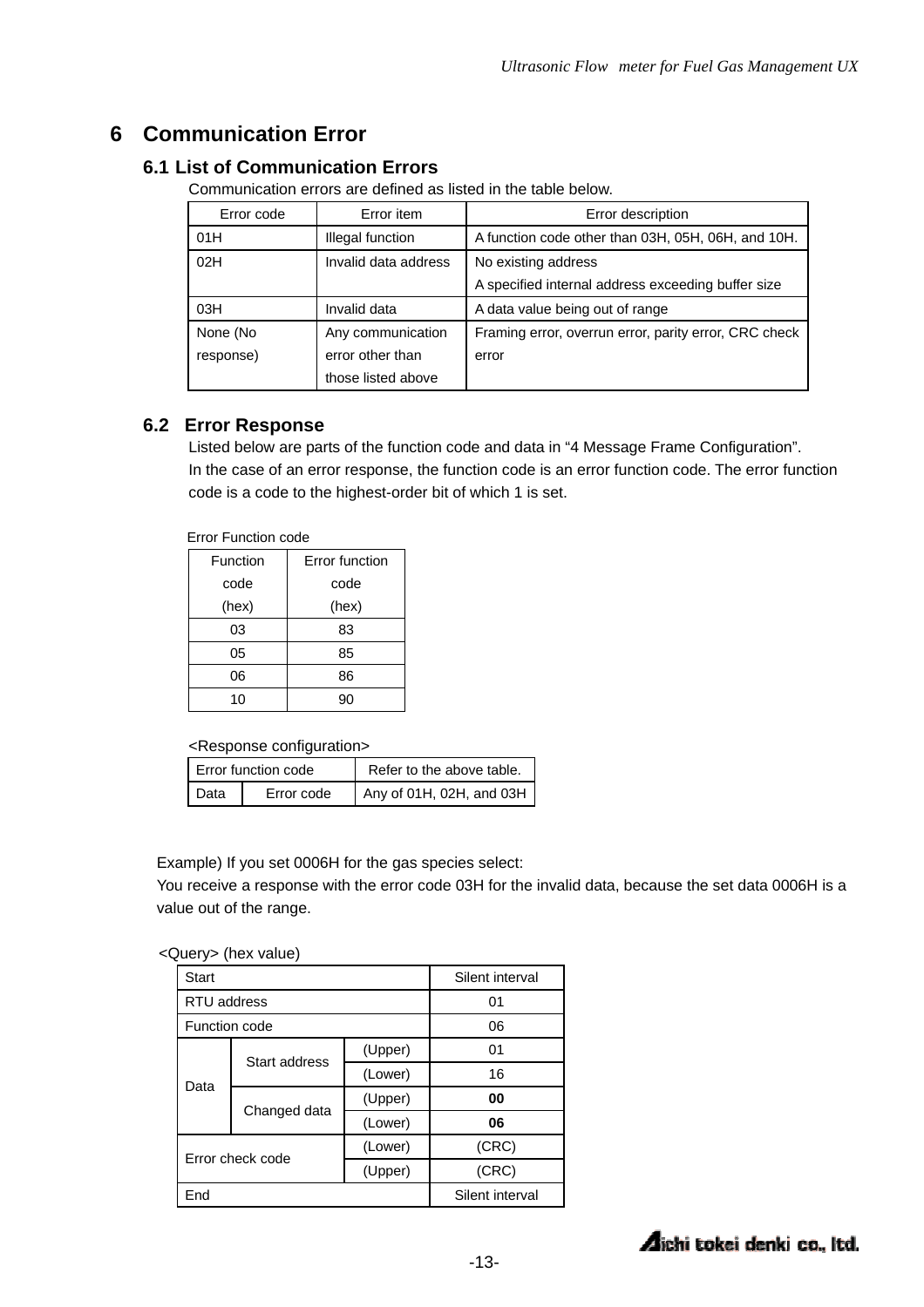# 6 Communication Error

## 6.1 List of Communication Errors

Communication errors are defined as listed in the table below.

| Error code | Error item | Error description |
|---|---|---|
| 01H | Illegal function | A function code other than 03H, 05H, 06H, and 10H. |
| 02H | Invalid data address | No existing address<br>A specified internal address exceeding buffer size |
| 03H | Invalid data | A data value being out of range |
| None (No response) | Any communication error other than those listed above | Framing error, overrun error, parity error, CRC check error |

## 6.2 Error Response

Listed below are parts of the function code and data in “4 Message Frame Configuration”.
In the case of an error response, the function code is an error function code. The error function code is a code to the highest-order bit of which 1 is set.

Error Function code

| Function code (hex) | Error function code (hex) |
|---|---|
| 03 | 83 |
| 05 | 85 |
| 06 | 86 |
| 10 | 90 |

<Response configuration>

| Error function code | | Refer to the above table. |
|---|---|---|
| Data | Error code | Any of 01H, 02H, and 03H |

Example) If you set 0006H for the gas species select:
You receive a response with the error code 03H for the invalid data, because the set data 0006H is a value out of the range.

<Query> (hex value)

| Start | | | Silent interval |
|---|---|---|---|
| RTU address | | | 01 |
| Function code | | | 06 |
| Data | Start address | (Upper) | 01 |
| | | (Lower) | 16 |
| | Changed data | (Upper) | **00** |
| | | (Lower) | **06** |
| Error check code | | (Lower) | (CRC) |
| | | (Upper) | (CRC) |
| End | | | Silent interval |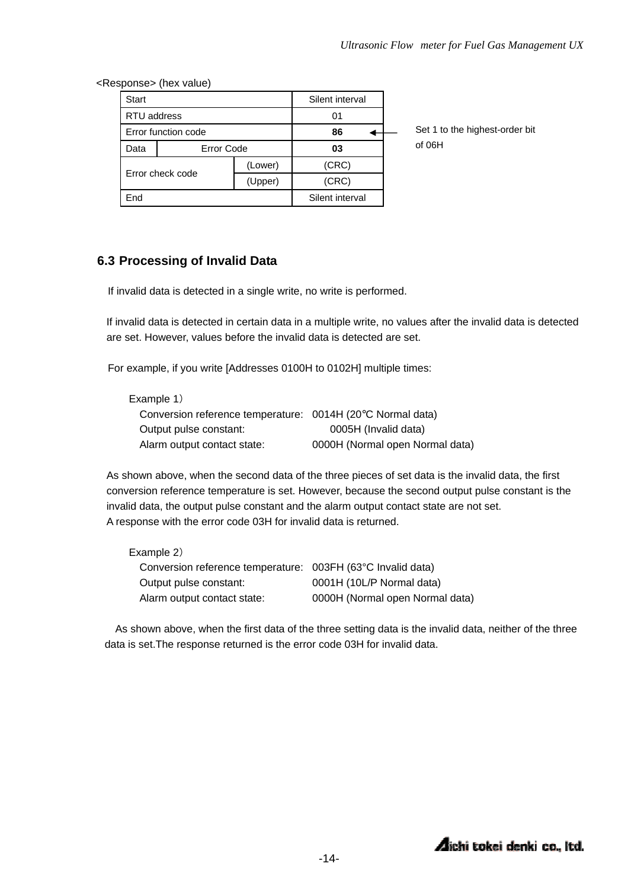<Response> (hex value)

| Start | | | Silent interval |
|---|---|---|---|
| RTU address | | | 01 |
| Error function code | | | **86** |
| Data | Error Code | | **03** |
| Error check code | | (Lower) | (CRC) |
| | | (Upper) | (CRC) |
| End | | | Silent interval |

Set 1 to the highest-order bit of 06H

## 6.3 Processing of Invalid Data

If invalid data is detected in a single write, no write is performed.

If invalid data is detected in certain data in a multiple write, no values after the invalid data is detected are set. However, values before the invalid data is detected are set.

For example, if you write [Addresses 0100H to 0102H] multiple times:

Example 1）

Conversion reference temperature: 0014H (20℃ Normal data)
Output pulse constant: 0005H (Invalid data)
Alarm output contact state: 0000H (Normal open Normal data)

As shown above, when the second data of the three pieces of set data is the invalid data, the first conversion reference temperature is set. However, because the second output pulse constant is the invalid data, the output pulse constant and the alarm output contact state are not set.
A response with the error code 03H for invalid data is returned.

Example 2）

Conversion reference temperature: 003FH (63°C Invalid data)
Output pulse constant: 0001H (10L/P Normal data)
Alarm output contact state: 0000H (Normal open Normal data)

As shown above, when the first data of the three setting data is the invalid data, neither of the three data is set.The response returned is the error code 03H for invalid data.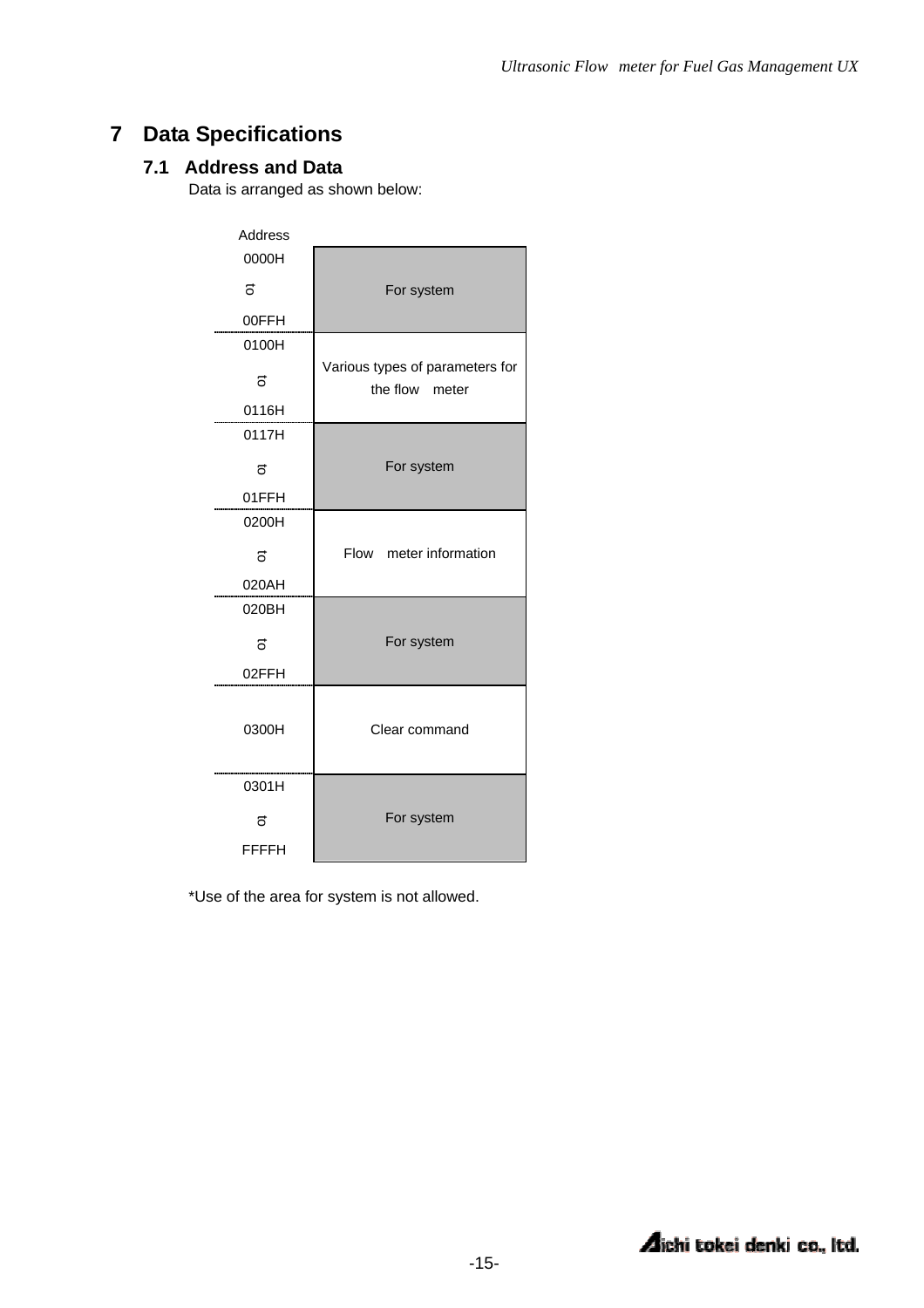# 7 Data Specifications

## 7.1 Address and Data

Data is arranged as shown below:

| Address | |
|---|---|
| 0000H ~ 00FFH | For system |
| 0100H ~ 0116H | Various types of parameters for the flow meter |
| 0117H ~ 01FFH | For system |
| 0200H ~ 020AH | Flow meter information |
| 020BH ~ 02FFH | For system |
| 0300H | Clear command |
| 0301H ~ FFFFH | For system |

*Use of the area for system is not allowed.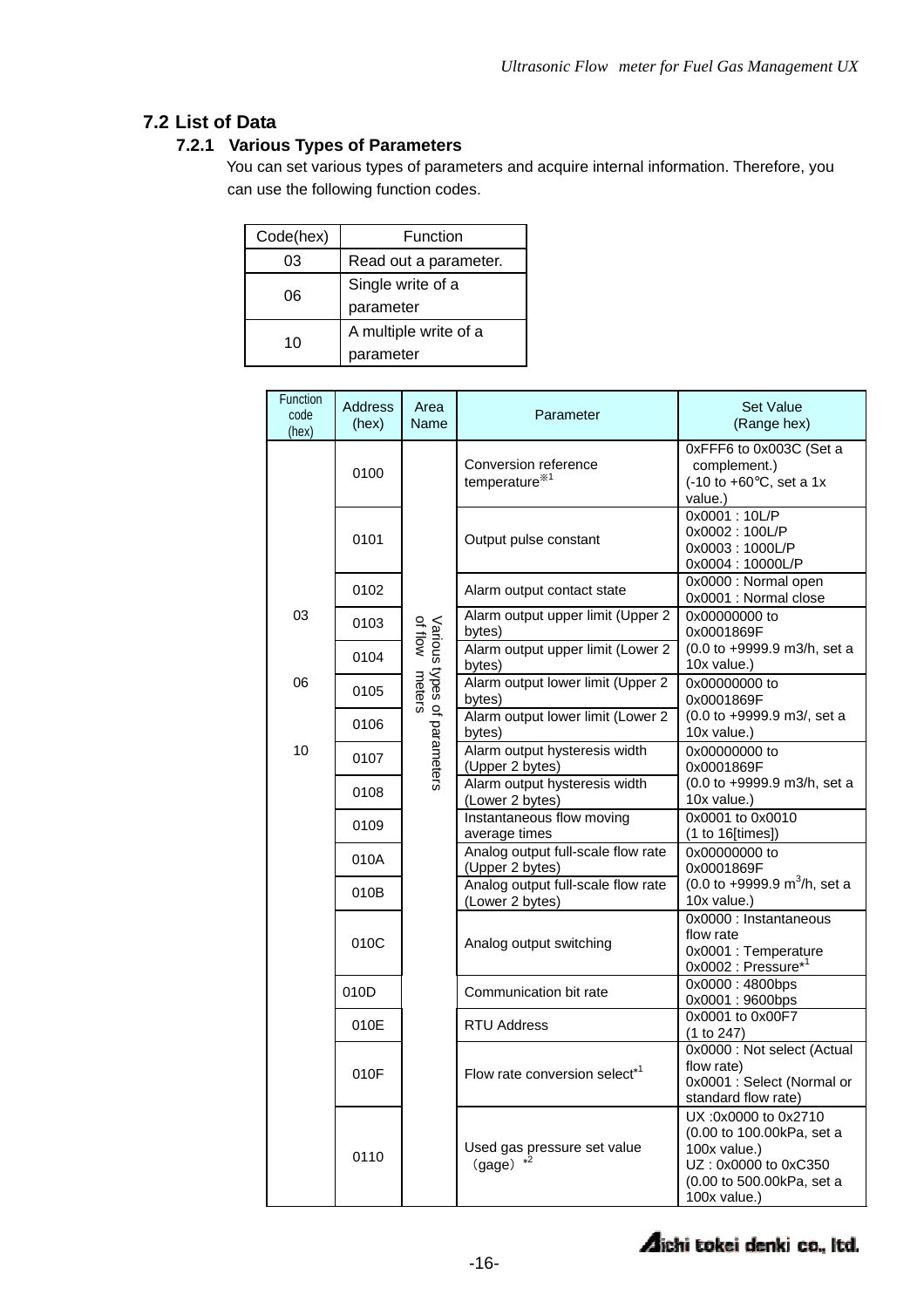## 7.2 List of Data

### 7.2.1 Various Types of Parameters

You can set various types of parameters and acquire internal information. Therefore, you can use the following function codes.

| Code(hex) | Function |
|---|---|
| 03 | Read out a parameter. |
| 06 | Single write of a parameter |
| 10 | A multiple write of a parameter |

| Function code (hex) | Address (hex) | Area Name | Parameter | Set Value (Range hex) |
|---|---|---|---|---|
| 03<br>06<br>10 | 0100 | Various types of parameters of flow meters | Conversion reference temperature※1 | 0xFFF6 to 0x003C (Set a complement.)<br>(-10 to +60℃, set a 1x value.) |
| | 0101 | | Output pulse constant | 0x0001 : 10L/P<br>0x0002 : 100L/P<br>0x0003 : 1000L/P<br>0x0004 : 10000L/P |
| | 0102 | | Alarm output contact state | 0x0000 : Normal open<br>0x0001 : Normal close |
| | 0103 | | Alarm output upper limit (Upper 2 bytes) | 0x00000000 to 0x0001869F<br>(0.0 to +9999.9 m3/h, set a 10x value.) |
| | 0104 | | Alarm output upper limit (Lower 2 bytes) | |
| | 0105 | | Alarm output lower limit (Upper 2 bytes) | 0x00000000 to 0x0001869F<br>(0.0 to +9999.9 m3/, set a 10x value.) |
| | 0106 | | Alarm output lower limit (Lower 2 bytes) | |
| | 0107 | | Alarm output hysteresis width (Upper 2 bytes) | 0x00000000 to 0x0001869F<br>(0.0 to +9999.9 m3/h, set a 10x value.) |
| | 0108 | | Alarm output hysteresis width (Lower 2 bytes) | |
| | 0109 | | Instantaneous flow moving average times | 0x0001 to 0x0010<br>(1 to 16[times]) |
| | 010A | | Analog output full-scale flow rate (Upper 2 bytes) | 0x00000000 to 0x0001869F<br>(0.0 to +9999.9 $m^3/h$, set a 10x value.) |
| | 010B | | Analog output full-scale flow rate (Lower 2 bytes) | |
| | 010C | | Analog output switching | 0x0000 : Instantaneous flow rate<br>0x0001 : Temperature<br>0x0002 : Pressure*[1] |
| | 010D | | Communication bit rate | 0x0000 : 4800bps<br>0x0001 : 9600bps |
| | 010E | | RTU Address | 0x0001 to 0x00F7<br>(1 to 247) |
| | 010F | | Flow rate conversion select*[1] | 0x0000 : Not select (Actual flow rate)<br>0x0001 : Select (Normal or standard flow rate) |
| | 0110 | | Used gas pressure set value （gage）*[2] | UX :0x0000 to 0x2710<br>(0.00 to 100.00kPa, set a 100x value.)<br>UZ : 0x0000 to 0xC350<br>(0.00 to 500.00kPa, set a 100x value.) |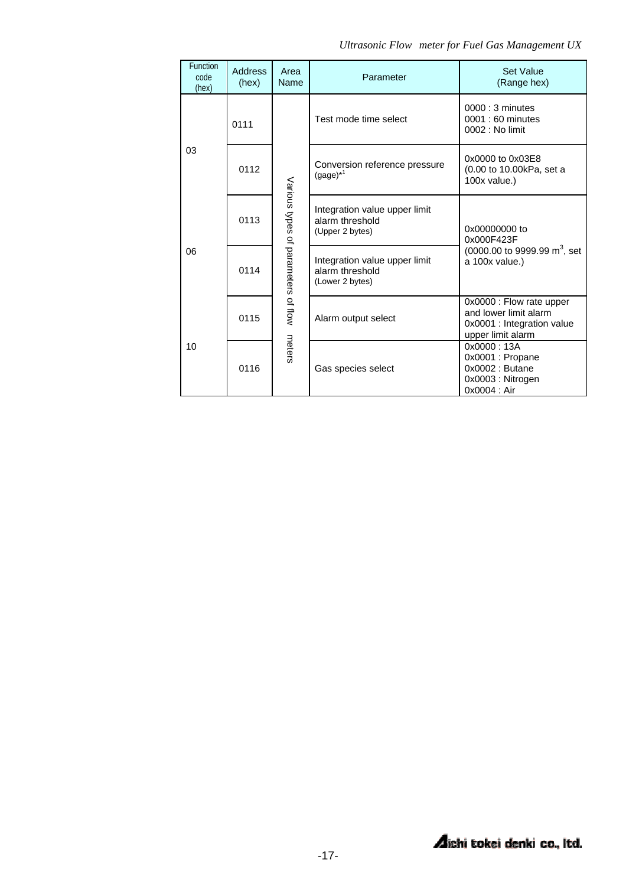| Function code (hex) | Address (hex) | Area Name | Parameter | Set Value (Range hex) |
|---|---|---|---|---|
| 03<br>06<br>10 | 0111 | Various types of parameters of flow meters | Test mode time select | 0000 : 3 minutes<br>0001 : 60 minutes<br>0002 : No limit |
| | 0112 | | Conversion reference pressure (gage)*[1] | 0x0000 to 0x03E8<br>(0.00 to 10.00kPa, set a 100x value.) |
| | 0113 | | Integration value upper limit alarm threshold<br>(Upper 2 bytes) | 0x00000000 to 0x000F423F<br>(0000.00 to 9999.99 $m^3$, set a 100x value.) |
| | 0114 | | Integration value upper limit alarm threshold<br>(Lower 2 bytes) | |
| | 0115 | | Alarm output select | 0x0000 : Flow rate upper and lower limit alarm<br>0x0001 : Integration value upper limit alarm |
| | 0116 | | Gas species select | 0x0000 : 13A<br>0x0001 : Propane<br>0x0002 : Butane<br>0x0003 : Nitrogen<br>0x0004 : Air |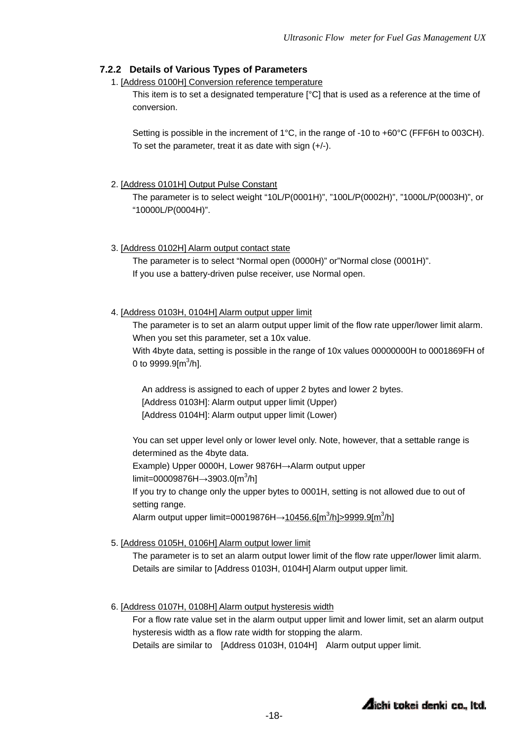### 7.2.2 Details of Various Types of Parameters

1. [Address 0100H] Conversion reference temperature

   This item is to set a designated temperature [°C] that is used as a reference at the time of conversion.

   Setting is possible in the increment of 1°C, in the range of -10 to +60°C (FFF6H to 003CH). To set the parameter, treat it as date with sign (+/-).

2. [Address 0101H] Output Pulse Constant

   The parameter is to select weight "10L/P(0001H)", "100L/P(0002H)", "1000L/P(0003H)", or "10000L/P(0004H)".

3. [Address 0102H] Alarm output contact state

   The parameter is to select "Normal open (0000H)" or"Normal close (0001H)".
   If you use a battery-driven pulse receiver, use Normal open.

4. [Address 0103H, 0104H] Alarm output upper limit

   The parameter is to set an alarm output upper limit of the flow rate upper/lower limit alarm.
   When you set this parameter, set a 10x value.
   With 4byte data, setting is possible in the range of 10x values 00000000H to 0001869FH of 0 to 9999.9[$m^3$/h].

   An address is assigned to each of upper 2 bytes and lower 2 bytes.
   [Address 0103H]: Alarm output upper limit (Upper)
   [Address 0104H]: Alarm output upper limit (Lower)

   You can set upper level only or lower level only. Note, however, that a settable range is determined as the 4byte data.
   Example) Upper 0000H, Lower 9876H→Alarm output upper limit=00009876H→3903.0[$m^3$/h]
   If you try to change only the upper bytes to 0001H, setting is not allowed due to out of setting range.
   Alarm output upper limit=00019876H→10456.6[$m^3$/h]>9999.9[$m^3$/h]

5. [Address 0105H, 0106H] Alarm output lower limit

   The parameter is to set an alarm output lower limit of the flow rate upper/lower limit alarm.
   Details are similar to [Address 0103H, 0104H] Alarm output upper limit.

6. [Address 0107H, 0108H] Alarm output hysteresis width

   For a flow rate value set in the alarm output upper limit and lower limit, set an alarm output hysteresis width as a flow rate width for stopping the alarm.
   Details are similar to [Address 0103H, 0104H] Alarm output upper limit.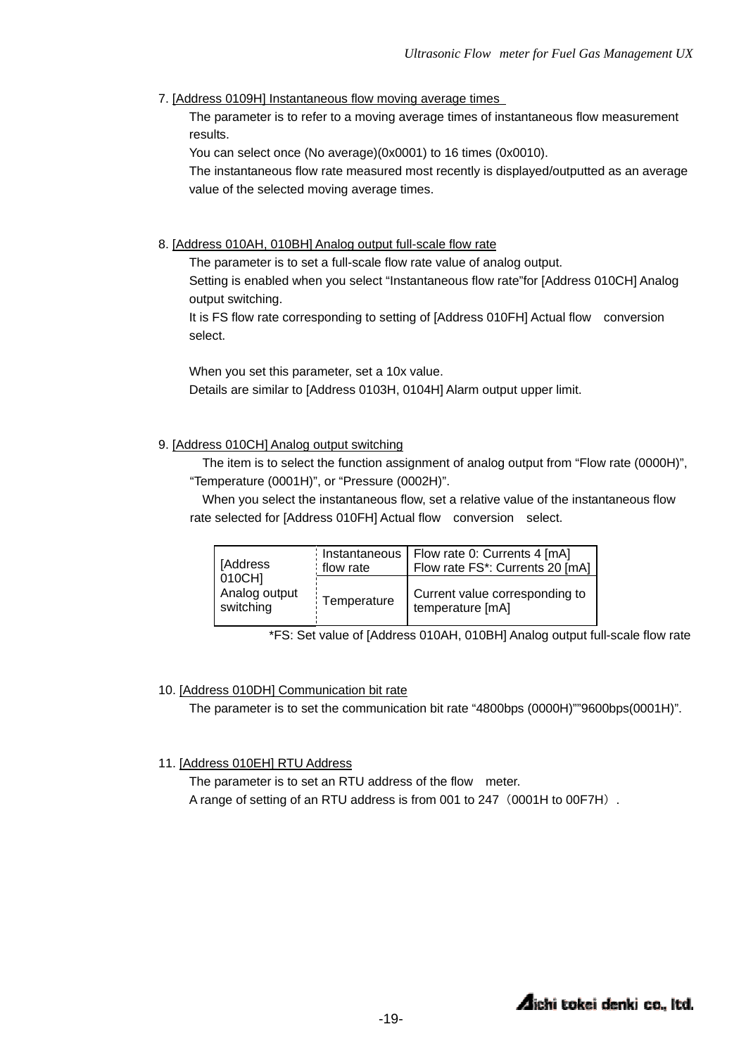7. [Address 0109H] Instantaneous flow moving average times

The parameter is to refer to a moving average times of instantaneous flow measurement results.

You can select once (No average)(0x0001) to 16 times (0x0010).

The instantaneous flow rate measured most recently is displayed/outputted as an average value of the selected moving average times.

8. [Address 010AH, 010BH] Analog output full-scale flow rate

The parameter is to set a full-scale flow rate value of analog output.

Setting is enabled when you select “Instantaneous flow rate”for [Address 010CH] Analog output switching.

It is FS flow rate corresponding to setting of [Address 010FH] Actual flow conversion select.

When you set this parameter, set a 10x value.

Details are similar to [Address 0103H, 0104H] Alarm output upper limit.

9. [Address 010CH] Analog output switching

The item is to select the function assignment of analog output from “Flow rate (0000H)”, “Temperature (0001H)”, or “Pressure (0002H)”.

When you select the instantaneous flow, set a relative value of the instantaneous flow rate selected for [Address 010FH] Actual flow conversion select.

| [Address 010CH] Analog output switching | Instantaneous flow rate | Flow rate 0: Currents 4 [mA] Flow rate FS*: Currents 20 [mA] |
|---|---|---|
| | Temperature | Current value corresponding to temperature [mA] |

*FS: Set value of [Address 010AH, 010BH] Analog output full-scale flow rate

10. [Address 010DH] Communication bit rate

The parameter is to set the communication bit rate “4800bps (0000H)””9600bps(0001H)”.

11. [Address 010EH] RTU Address

The parameter is to set an RTU address of the flow meter.

A range of setting of an RTU address is from 001 to 247（0001H to 00F7H）.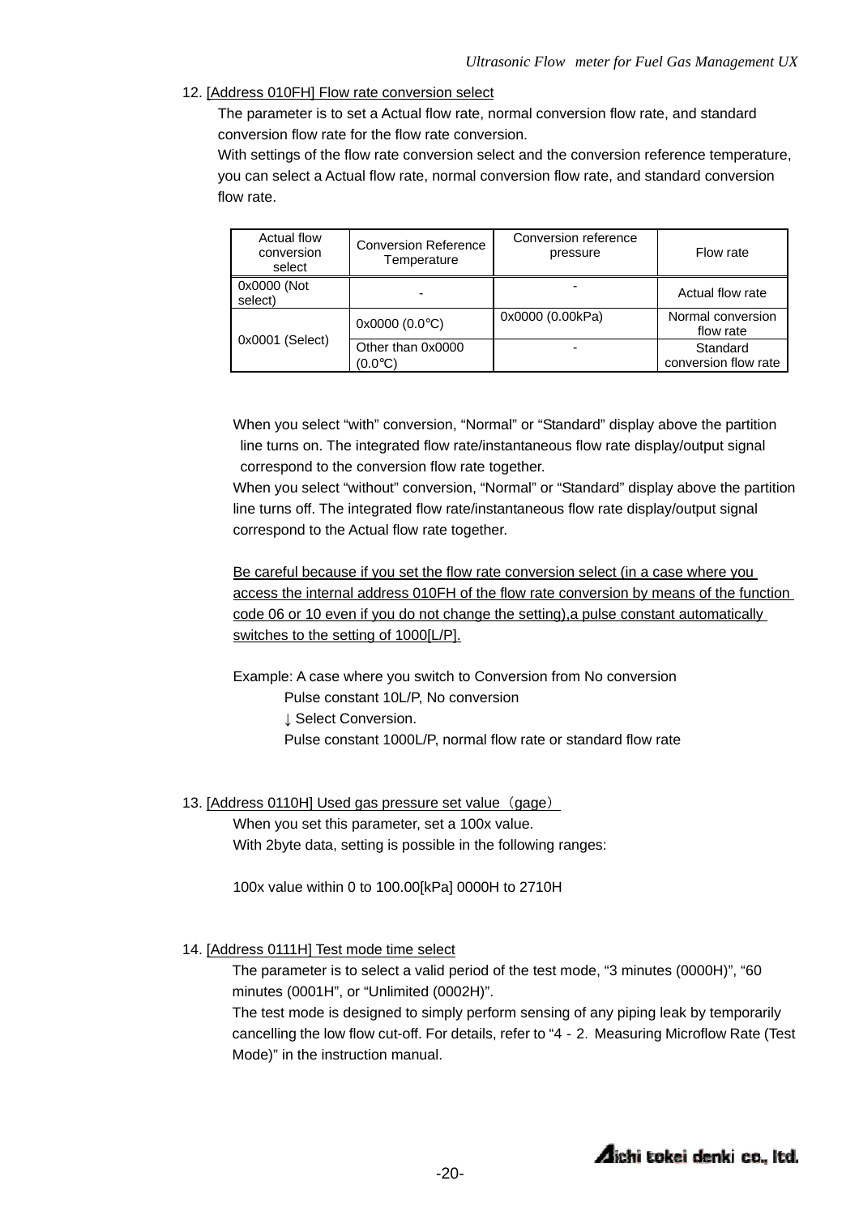12. [Address 010FH] Flow rate conversion select

The parameter is to set a Actual flow rate, normal conversion flow rate, and standard conversion flow rate for the flow rate conversion.

With settings of the flow rate conversion select and the conversion reference temperature, you can select a Actual flow rate, normal conversion flow rate, and standard conversion flow rate.

| Actual flow conversion select | Conversion Reference Temperature | Conversion reference pressure | Flow rate |
|---|---|---|---|
| 0x0000 (Not select) | - | - | Actual flow rate |
| 0x0001 (Select) | 0x0000 (0.0℃) | 0x0000 (0.00kPa) | Normal conversion flow rate |
| | Other than 0x0000 (0.0℃) | - | Standard conversion flow rate |

When you select “with” conversion, “Normal” or “Standard” display above the partition line turns on. The integrated flow rate/instantaneous flow rate display/output signal correspond to the conversion flow rate together.

When you select “without” conversion, “Normal” or “Standard” display above the partition line turns off. The integrated flow rate/instantaneous flow rate display/output signal correspond to the Actual flow rate together.

Be careful because if you set the flow rate conversion select (in a case where you access the internal address 010FH of the flow rate conversion by means of the function code 06 or 10 even if you do not change the setting),a pulse constant automatically switches to the setting of 1000[L/P].

Example: A case where you switch to Conversion from No conversion

Pulse constant 10L/P, No conversion

↓ Select Conversion.

Pulse constant 1000L/P, normal flow rate or standard flow rate

13. [Address 0110H] Used gas pressure set value（gage）

When you set this parameter, set a 100x value.

With 2byte data, setting is possible in the following ranges:

100x value within 0 to 100.00[kPa] 0000H to 2710H

14. [Address 0111H] Test mode time select

The parameter is to select a valid period of the test mode, “3 minutes (0000H)”, “60 minutes (0001H)”, or “Unlimited (0002H)”.

The test mode is designed to simply perform sensing of any piping leak by temporarily cancelling the low flow cut-off. For details, refer to “4 - 2. Measuring Microflow Rate (Test Mode)” in the instruction manual.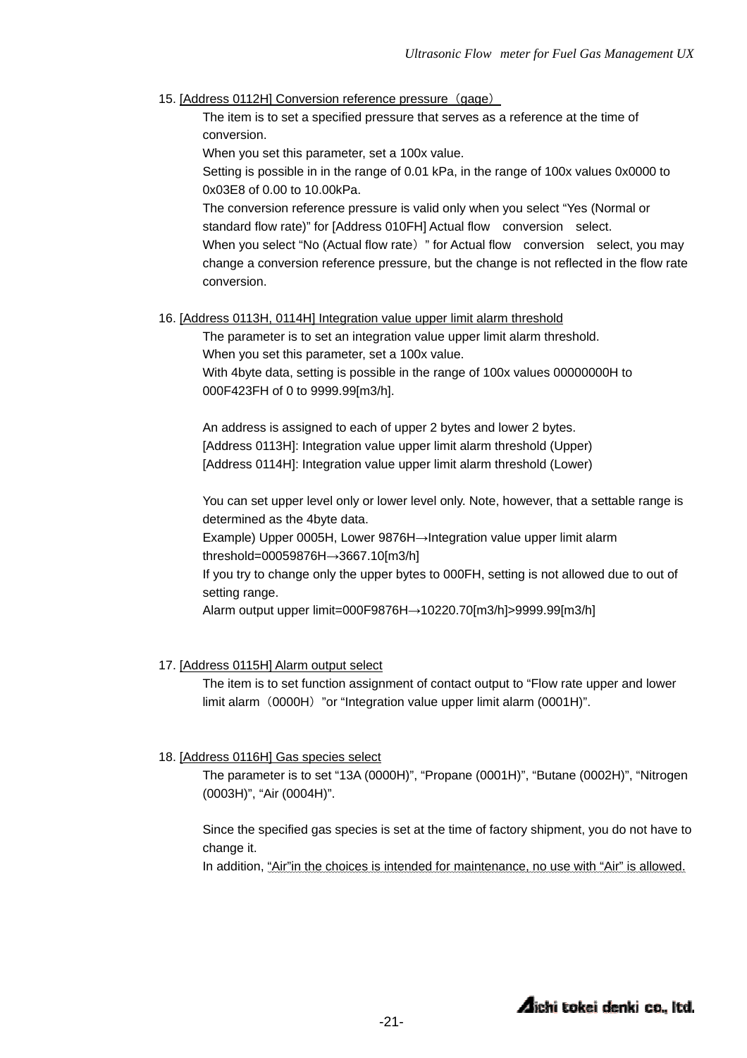15. [Address 0112H] Conversion reference pressure（gage）

The item is to set a specified pressure that serves as a reference at the time of conversion.
When you set this parameter, set a 100x value.
Setting is possible in in the range of 0.01 kPa, in the range of 100x values 0x0000 to 0x03E8 of 0.00 to 10.00kPa.
The conversion reference pressure is valid only when you select “Yes (Normal or standard flow rate)” for [Address 010FH] Actual flow　conversion　select.
When you select “No (Actual flow rate）” for Actual flow　conversion　select, you may change a conversion reference pressure, but the change is not reflected in the flow rate conversion.

16. [Address 0113H, 0114H] Integration value upper limit alarm threshold

The parameter is to set an integration value upper limit alarm threshold.
When you set this parameter, set a 100x value.
With 4byte data, setting is possible in the range of 100x values 00000000H to 000F423FH of 0 to 9999.99[m3/h].

An address is assigned to each of upper 2 bytes and lower 2 bytes.
[Address 0113H]: Integration value upper limit alarm threshold (Upper)
[Address 0114H]: Integration value upper limit alarm threshold (Lower)

You can set upper level only or lower level only. Note, however, that a settable range is determined as the 4byte data.
Example) Upper 0005H, Lower 9876H→Integration value upper limit alarm threshold=00059876H→3667.10[m3/h]
If you try to change only the upper bytes to 000FH, setting is not allowed due to out of setting range.
Alarm output upper limit=000F9876H→10220.70[m3/h]>9999.99[m3/h]

17. [Address 0115H] Alarm output select

The item is to set function assignment of contact output to “Flow rate upper and lower limit alarm（0000H）”or “Integration value upper limit alarm (0001H)”.

18. [Address 0116H] Gas species select

The parameter is to set “13A (0000H)”, “Propane (0001H)”, “Butane (0002H)”, “Nitrogen (0003H)”, “Air (0004H)”.

Since the specified gas species is set at the time of factory shipment, you do not have to change it.
In addition, “Air”in the choices is intended for maintenance, no use with “Air” is allowed.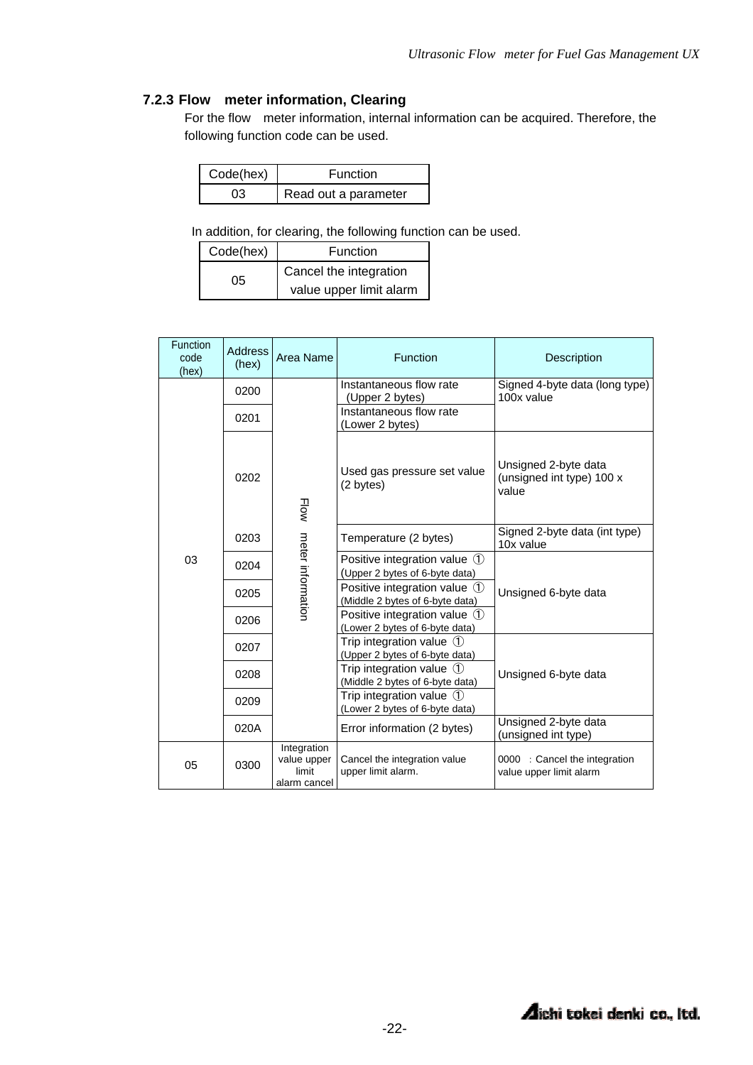### 7.2.3 Flow meter information, Clearing

For the flow meter information, internal information can be acquired. Therefore, the following function code can be used.

| Code(hex) | Function |
|---|---|
| 03 | Read out a parameter |

In addition, for clearing, the following function can be used.

| Code(hex) | Function |
|---|---|
| 05 | Cancel the integration value upper limit alarm |

| Function code (hex) | Address (hex) | Area Name | Function | Description |
|---|---|---|---|---|
| 03 | 0200 | Flow meter information | Instantaneous flow rate (Upper 2 bytes) | Signed 4-byte data (long type) 100x value |
| | 0201 | | Instantaneous flow rate (Lower 2 bytes) | |
| | 0202 | | Used gas pressure set value (2 bytes) | Unsigned 2-byte data (unsigned int type) 100 x value |
| | 0203 | | Temperature (2 bytes) | Signed 2-byte data (int type) 10x value |
| | 0204 | | Positive integration value ① (Upper 2 bytes of 6-byte data) | Unsigned 6-byte data |
| | 0205 | | Positive integration value ① (Middle 2 bytes of 6-byte data) | |
| | 0206 | | Positive integration value ① (Lower 2 bytes of 6-byte data) | |
| | 0207 | | Trip integration value ① (Upper 2 bytes of 6-byte data) | Unsigned 6-byte data |
| | 0208 | | Trip integration value ① (Middle 2 bytes of 6-byte data) | |
| | 0209 | | Trip integration value ① (Lower 2 bytes of 6-byte data) | |
| | 020A | | Error information (2 bytes) | Unsigned 2-byte data (unsigned int type) |
| 05 | 0300 | Integration value upper limit alarm cancel | Cancel the integration value upper limit alarm. | 0000 : Cancel the integration value upper limit alarm |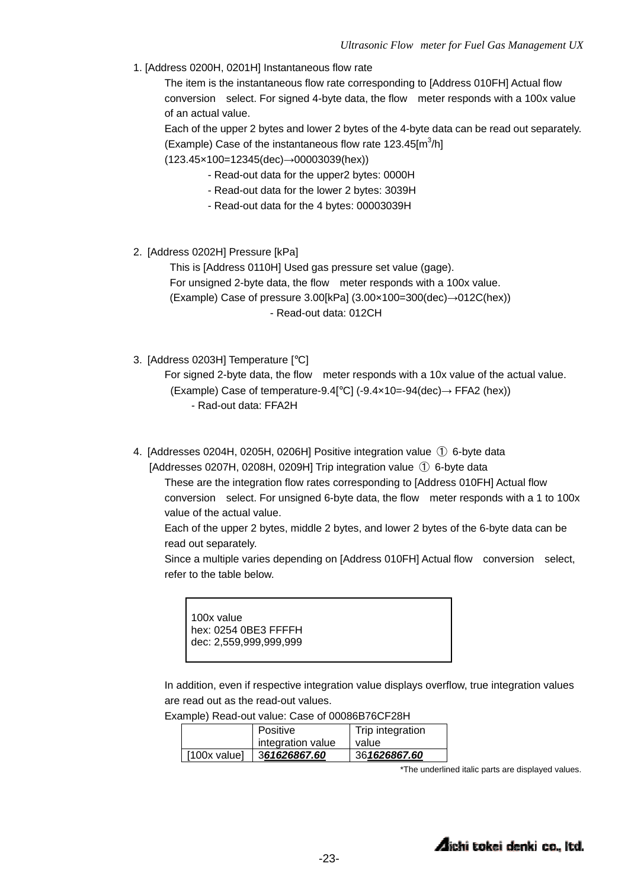1. [Address 0200H, 0201H] Instantaneous flow rate

   The item is the instantaneous flow rate corresponding to [Address 010FH] Actual flow conversion select. For signed 4-byte data, the flow meter responds with a 100x value of an actual value.

   Each of the upper 2 bytes and lower 2 bytes of the 4-byte data can be read out separately.

   (Example) Case of the instantaneous flow rate 123.45[$m^3$/h]

   (123.45×100=12345(dec)→00003039(hex))

   - Read-out data for the upper2 bytes: 0000H
   - Read-out data for the lower 2 bytes: 3039H
   - Read-out data for the 4 bytes: 00003039H

2. [Address 0202H] Pressure [kPa]

   This is [Address 0110H] Used gas pressure set value (gage).

   For unsigned 2-byte data, the flow meter responds with a 100x value.

   (Example) Case of pressure 3.00[kPa] (3.00×100=300(dec)→012C(hex))

   - Read-out data: 012CH

3. [Address 0203H] Temperature [℃]

   For signed 2-byte data, the flow meter responds with a 10x value of the actual value.

   (Example) Case of temperature-9.4[℃] (-9.4×10=-94(dec)→ FFA2 (hex))

   - Rad-out data: FFA2H

4. [Addresses 0204H, 0205H, 0206H] Positive integration value ① 6-byte data

   [Addresses 0207H, 0208H, 0209H] Trip integration value ① 6-byte data

   These are the integration flow rates corresponding to [Address 010FH] Actual flow conversion select. For unsigned 6-byte data, the flow meter responds with a 1 to 100x value of the actual value.

   Each of the upper 2 bytes, middle 2 bytes, and lower 2 bytes of the 6-byte data can be read out separately.

   Since a multiple varies depending on [Address 010FH] Actual flow conversion select, refer to the table below.

   | 100x value<br>hex: 0254 0BE3 FFFFH<br>dec: 2,559,999,999,999 |
   |---|

   In addition, even if respective integration value displays overflow, true integration values are read out as the read-out values.

   Example) Read-out value: Case of 00086B76CF28H

   | | Positive integration value | Trip integration value |
   |---|---|---|
   | [100x value] | 3***61626867.60*** | 36***1626867.60*** |

   *The underlined italic parts are displayed values.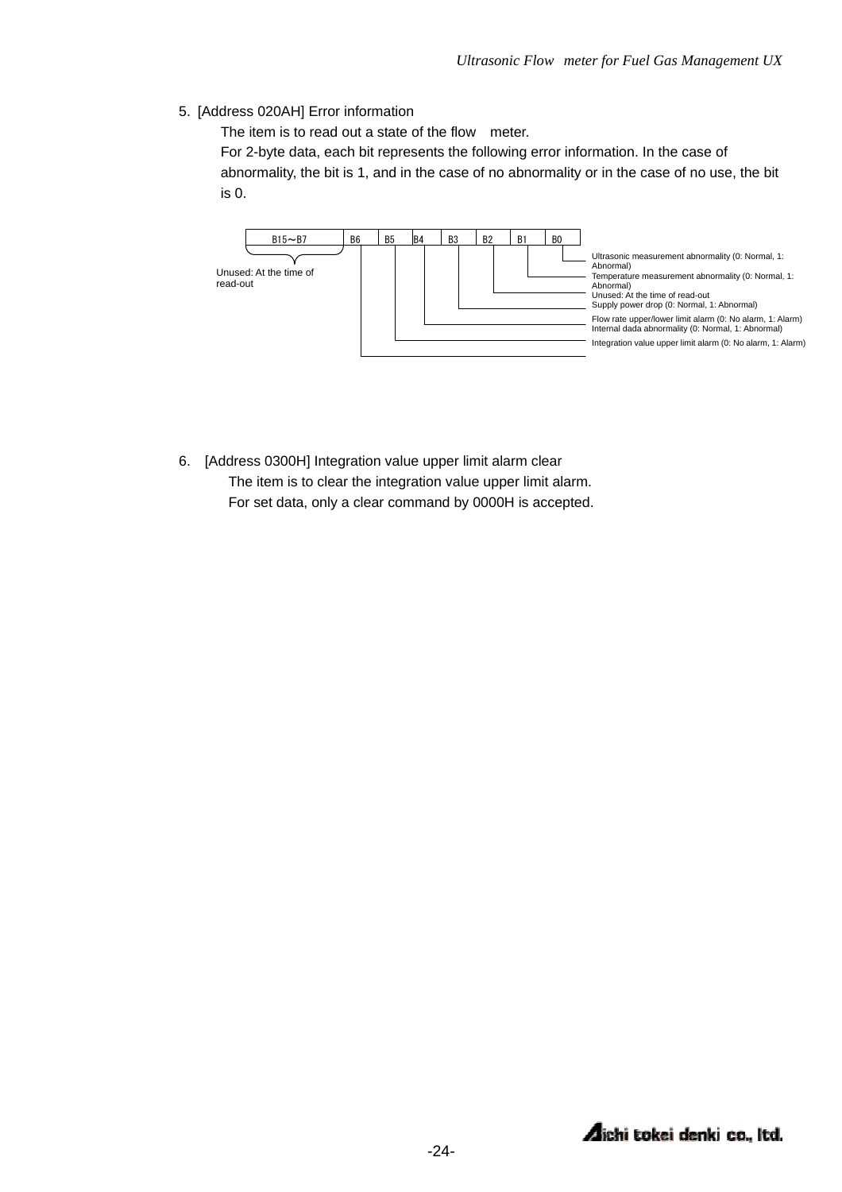5. [Address 020AH] Error information

The item is to read out a state of the flow meter.
For 2-byte data, each bit represents the following error information. In the case of abnormality, the bit is 1, and in the case of no abnormality or in the case of no use, the bit is 0.

| B15～B7 | B6 | B5 | B4 | B3 | B2 | B1 | B0 |
|---|---|---|---|---|---|---|---|

- B15～B7: Unused: At the time of read-out
- B0: Ultrasonic measurement abnormality (0: Normal, 1: Abnormal)
- B1: Temperature measurement abnormality (0: Normal, 1: Abnormal)
- B2: Unused: At the time of read-out
- B3: Supply power drop (0: Normal, 1: Abnormal)
- B4: Flow rate upper/lower limit alarm (0: No alarm, 1: Alarm)
- B5: Internal dada abnormality (0: Normal, 1: Abnormal)
- B6: Integration value upper limit alarm (0: No alarm, 1: Alarm)

6. [Address 0300H] Integration value upper limit alarm clear

The item is to clear the integration value upper limit alarm.
For set data, only a clear command by 0000H is accepted.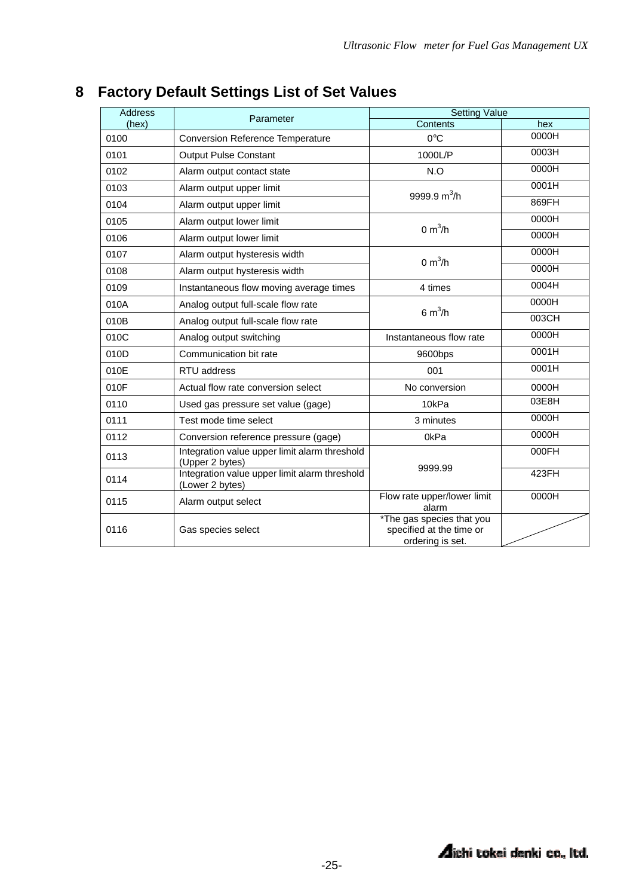# 8 Factory Default Settings List of Set Values

| Address (hex) | Parameter | Setting Value | |
|---|---|---|---|
| | | Contents | hex |
| 0100 | Conversion Reference Temperature | 0°C | 0000H |
| 0101 | Output Pulse Constant | 1000L/P | 0003H |
| 0102 | Alarm output contact state | N.O | 0000H |
| 0103 | Alarm output upper limit | 9999.9 $m^3$/h | 0001H |
| 0104 | Alarm output upper limit | | 869FH |
| 0105 | Alarm output lower limit | 0 $m^3$/h | 0000H |
| 0106 | Alarm output lower limit | | 0000H |
| 0107 | Alarm output hysteresis width | 0 $m^3$/h | 0000H |
| 0108 | Alarm output hysteresis width | | 0000H |
| 0109 | Instantaneous flow moving average times | 4 times | 0004H |
| 010A | Analog output full-scale flow rate | 6 $m^3$/h | 0000H |
| 010B | Analog output full-scale flow rate | | 003CH |
| 010C | Analog output switching | Instantaneous flow rate | 0000H |
| 010D | Communication bit rate | 9600bps | 0001H |
| 010E | RTU address | 001 | 0001H |
| 010F | Actual flow rate conversion select | No conversion | 0000H |
| 0110 | Used gas pressure set value (gage) | 10kPa | 03E8H |
| 0111 | Test mode time select | 3 minutes | 0000H |
| 0112 | Conversion reference pressure (gage) | 0kPa | 0000H |
| 0113 | Integration value upper limit alarm threshold (Upper 2 bytes) | 9999.99 | 000FH |
| 0114 | Integration value upper limit alarm threshold (Lower 2 bytes) | | 423FH |
| 0115 | Alarm output select | Flow rate upper/lower limit alarm | 0000H |
| 0116 | Gas species select | *The gas species that you specified at the time or ordering is set. | |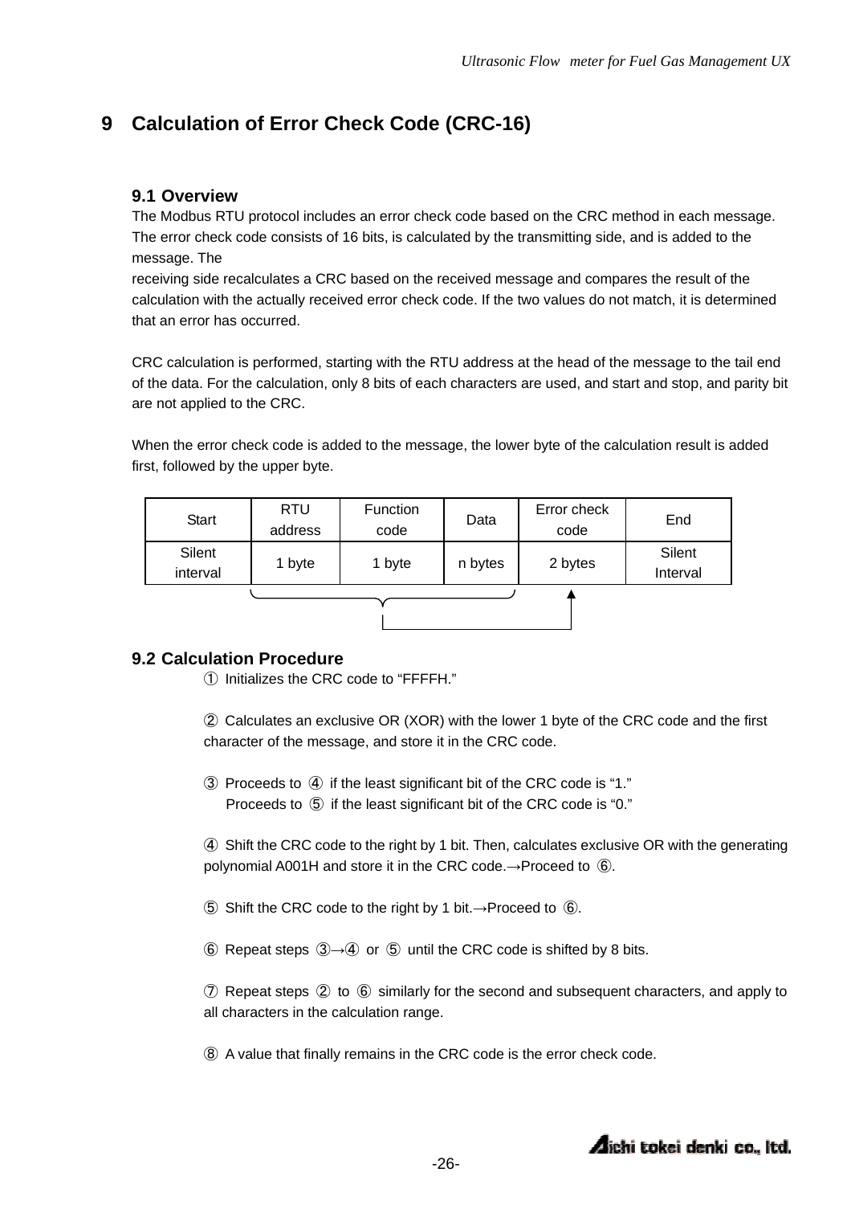# 9 Calculation of Error Check Code (CRC-16)

## 9.1 Overview

The Modbus RTU protocol includes an error check code based on the CRC method in each message. The error check code consists of 16 bits, is calculated by the transmitting side, and is added to the message. The
receiving side recalculates a CRC based on the received message and compares the result of the calculation with the actually received error check code. If the two values do not match, it is determined that an error has occurred.

CRC calculation is performed, starting with the RTU address at the head of the message to the tail end of the data. For the calculation, only 8 bits of each characters are used, and start and stop, and parity bit are not applied to the CRC.

When the error check code is added to the message, the lower byte of the calculation result is added first, followed by the upper byte.

| Start | RTU address | Function code | Data | Error check code | End |
|---|---|---|---|---|---|
| Silent interval | 1 byte | 1 byte | n bytes | 2 bytes | Silent Interval |

## 9.2 Calculation Procedure

① Initializes the CRC code to “FFFFH.”

② Calculates an exclusive OR (XOR) with the lower 1 byte of the CRC code and the first character of the message, and store it in the CRC code.

③ Proceeds to ④ if the least significant bit of the CRC code is “1.”
Proceeds to ⑤ if the least significant bit of the CRC code is “0.”

④ Shift the CRC code to the right by 1 bit. Then, calculates exclusive OR with the generating polynomial A001H and store it in the CRC code.→Proceed to ⑥.

⑤ Shift the CRC code to the right by 1 bit.→Proceed to ⑥.

⑥ Repeat steps ③→④ or ⑤ until the CRC code is shifted by 8 bits.

⑦ Repeat steps ② to ⑥ similarly for the second and subsequent characters, and apply to all characters in the calculation range.

⑧ A value that finally remains in the CRC code is the error check code.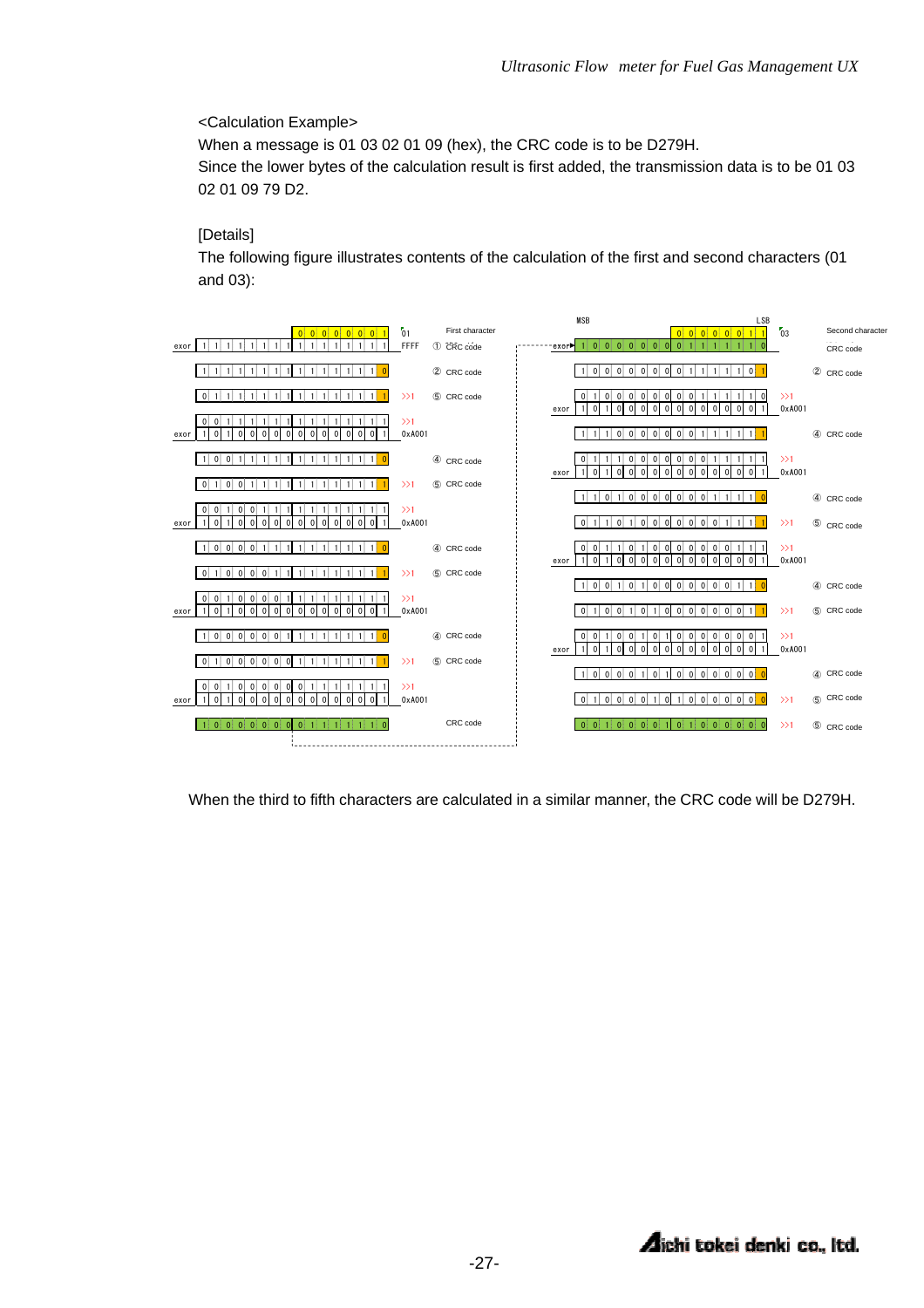<Calculation Example>

When a message is 01 03 02 01 09 (hex), the CRC code is to be D279H.

Since the lower bytes of the calculation result is first added, the transmission data is to be 01 03 02 01 09 79 D2.

[Details]

The following figure illustrates contents of the calculation of the first and second characters (01 and 03):

When the third to fifth characters are calculated in a similar manner, the CRC code will be D279H.